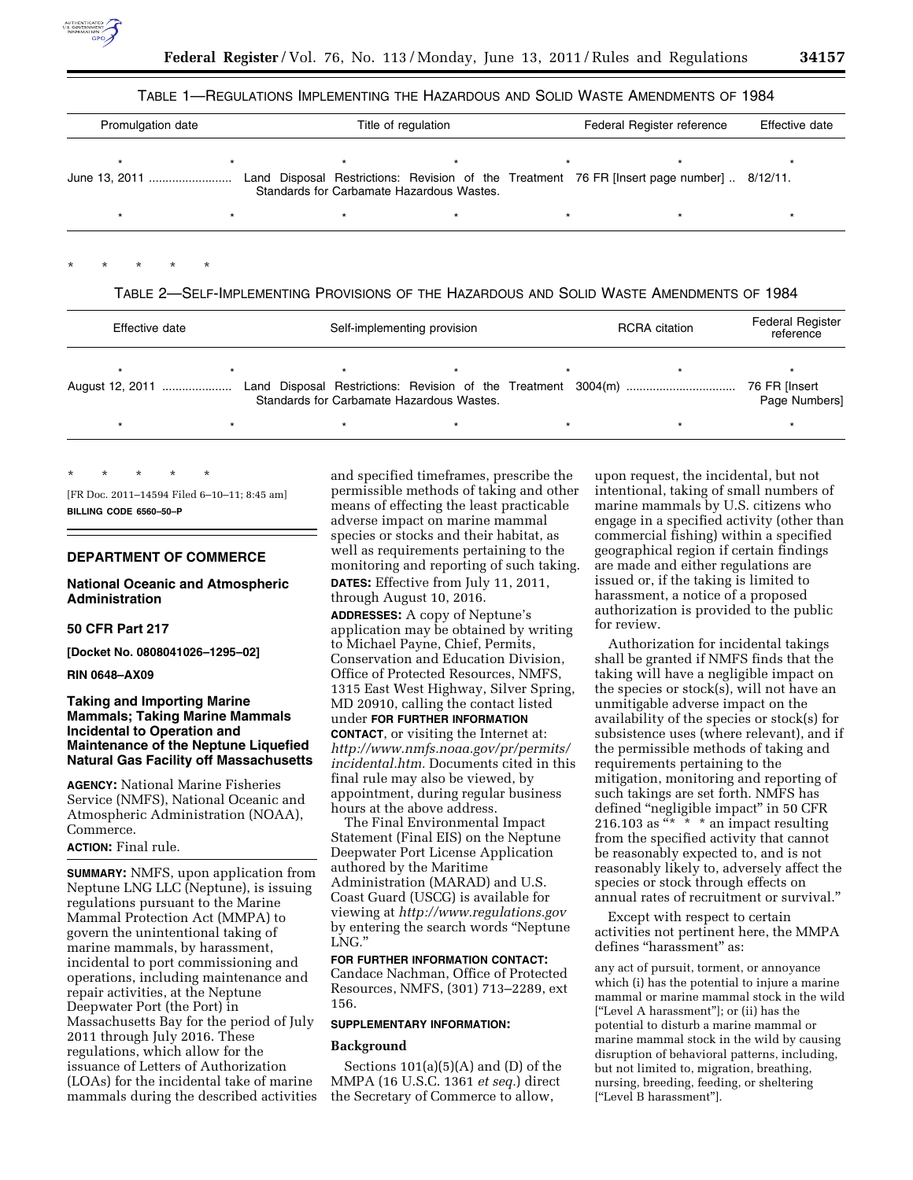TABLE 1—REGULATIONS IMPLEMENTING THE HAZARDOUS AND SOLID WASTE AMENDMENTS OF 1984

| Promulgation date | Title of regulation | Federal Register reference | Effective date |
|---|---|---|---|
| * * | * * | * * | * |
| June 13, 2011 | Land Disposal Restrictions: Revision of the Treatment Standards for Carbamate Hazardous Wastes. | 76 FR [Insert page number] | 8/12/11. |
| * * | * * | * * | * |

\* \* \* \* \*

TABLE 2—SELF-IMPLEMENTING PROVISIONS OF THE HAZARDOUS AND SOLID WASTE AMENDMENTS OF 1984

| Effective date | Self-implementing provision | RCRA citation | Federal Register reference |
|---|---|---|---|
| * * | * * | * * | * |
| August 12, 2011 | Land Disposal Restrictions: Revision of the Treatment Standards for Carbamate Hazardous Wastes. | 3004(m) | 76 FR [Insert Page Numbers] |
| * * | * * | * * | * |

\* \* \* \* \*

[FR Doc. 2011–14594 Filed 6–10–11; 8:45 am]

**BILLING CODE 6560–50–P**

## DEPARTMENT OF COMMERCE

### National Oceanic and Atmospheric Administration

### 50 CFR Part 217

**[Docket No. 0808041026–1295–02]**

**RIN 0648–AX09**

### Taking and Importing Marine Mammals; Taking Marine Mammals Incidental to Operation and Maintenance of the Neptune Liquefied Natural Gas Facility off Massachusetts

**AGENCY:** National Marine Fisheries Service (NMFS), National Oceanic and Atmospheric Administration (NOAA), Commerce.

**ACTION:** Final rule.

**SUMMARY:** NMFS, upon application from Neptune LNG LLC (Neptune), is issuing regulations pursuant to the Marine Mammal Protection Act (MMPA) to govern the unintentional taking of marine mammals, by harassment, incidental to port commissioning and operations, including maintenance and repair activities, at the Neptune Deepwater Port (the Port) in Massachusetts Bay for the period of July 2011 through July 2016. These regulations, which allow for the issuance of Letters of Authorization (LOAs) for the incidental take of marine mammals during the described activities and specified timeframes, prescribe the permissible methods of taking and other means of effecting the least practicable adverse impact on marine mammal species or stocks and their habitat, as well as requirements pertaining to the monitoring and reporting of such taking.

**DATES:** Effective from July 11, 2011, through August 10, 2016.

**ADDRESSES:** A copy of Neptune's application may be obtained by writing to Michael Payne, Chief, Permits, Conservation and Education Division, Office of Protected Resources, NMFS, 1315 East West Highway, Silver Spring, MD 20910, calling the contact listed under **FOR FURTHER INFORMATION CONTACT**, or visiting the Internet at: *http://www.nmfs.noaa.gov/pr/permits/incidental.htm.* Documents cited in this final rule may also be viewed, by appointment, during regular business hours at the above address.

The Final Environmental Impact Statement (Final EIS) on the Neptune Deepwater Port License Application authored by the Maritime Administration (MARAD) and U.S. Coast Guard (USCG) is available for viewing at *http://www.regulations.gov* by entering the search words "Neptune LNG."

**FOR FURTHER INFORMATION CONTACT:** Candace Nachman, Office of Protected Resources, NMFS, (301) 713–2289, ext 156.

**SUPPLEMENTARY INFORMATION:**

### Background

Sections 101(a)(5)(A) and (D) of the MMPA (16 U.S.C. 1361 *et seq.*) direct the Secretary of Commerce to allow, upon request, the incidental, but not intentional, taking of small numbers of marine mammals by U.S. citizens who engage in a specified activity (other than commercial fishing) within a specified geographical region if certain findings are made and either regulations are issued or, if the taking is limited to harassment, a notice of a proposed authorization is provided to the public for review.

Authorization for incidental takings shall be granted if NMFS finds that the taking will have a negligible impact on the species or stock(s), will not have an unmitigable adverse impact on the availability of the species or stock(s) for subsistence uses (where relevant), and if the permissible methods of taking and requirements pertaining to the mitigation, monitoring and reporting of such takings are set forth. NMFS has defined "negligible impact" in 50 CFR 216.103 as "* * * an impact resulting from the specified activity that cannot be reasonably expected to, and is not reasonably likely to, adversely affect the species or stock through effects on annual rates of recruitment or survival."

Except with respect to certain activities not pertinent here, the MMPA defines "harassment" as:

> any act of pursuit, torment, or annoyance which (i) has the potential to injure a marine mammal or marine mammal stock in the wild ["Level A harassment"]; or (ii) has the potential to disturb a marine mammal or marine mammal stock in the wild by causing disruption of behavioral patterns, including, but not limited to, migration, breathing, nursing, breeding, feeding, or sheltering ["Level B harassment"].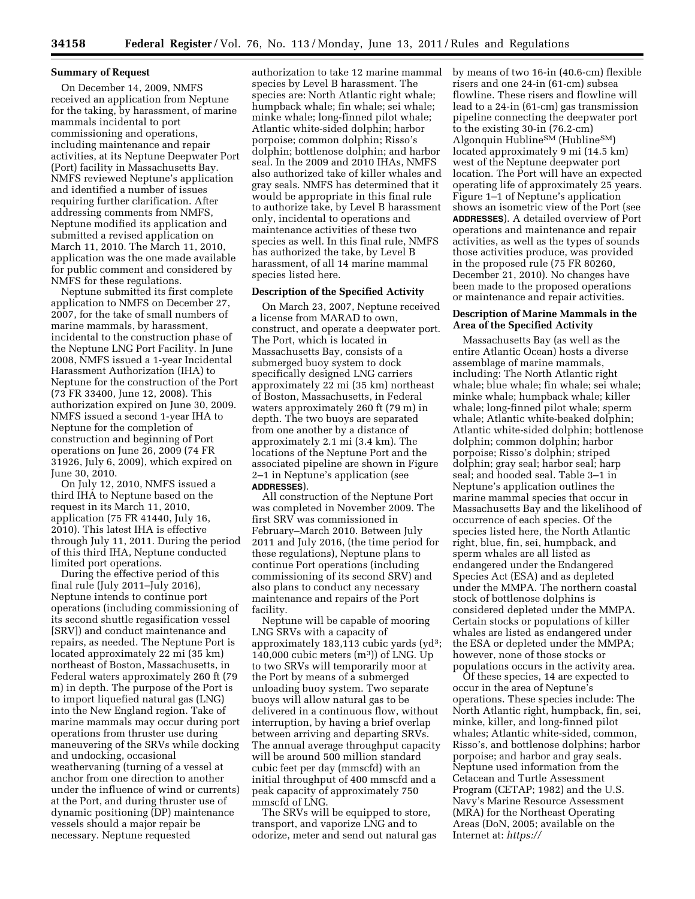### Summary of Request

On December 14, 2009, NMFS received an application from Neptune for the taking, by harassment, of marine mammals incidental to port commissioning and operations, including maintenance and repair activities, at its Neptune Deepwater Port (Port) facility in Massachusetts Bay. NMFS reviewed Neptune's application and identified a number of issues requiring further clarification. After addressing comments from NMFS, Neptune modified its application and submitted a revised application on March 11, 2010. The March 11, 2010, application was the one made available for public comment and considered by NMFS for these regulations.

Neptune submitted its first complete application to NMFS on December 27, 2007, for the take of small numbers of marine mammals, by harassment, incidental to the construction phase of the Neptune LNG Port Facility. In June 2008, NMFS issued a 1-year Incidental Harassment Authorization (IHA) to Neptune for the construction of the Port (73 FR 33400, June 12, 2008). This authorization expired on June 30, 2009. NMFS issued a second 1-year IHA to Neptune for the completion of construction and beginning of Port operations on June 26, 2009 (74 FR 31926, July 6, 2009), which expired on June 30, 2010.

On July 12, 2010, NMFS issued a third IHA to Neptune based on the request in its March 11, 2010, application (75 FR 41440, July 16, 2010). This latest IHA is effective through July 11, 2011. During the period of this third IHA, Neptune conducted limited port operations.

During the effective period of this final rule (July 2011–July 2016), Neptune intends to continue port operations (including commissioning of its second shuttle regasification vessel [SRV]) and conduct maintenance and repairs, as needed. The Neptune Port is located approximately 22 mi (35 km) northeast of Boston, Massachusetts, in Federal waters approximately 260 ft (79 m) in depth. The purpose of the Port is to import liquefied natural gas (LNG) into the New England region. Take of marine mammals may occur during port operations from thruster use during maneuvering of the SRVs while docking and undocking, occasional weathervaning (turning of a vessel at anchor from one direction to another under the influence of wind or currents) at the Port, and during thruster use of dynamic positioning (DP) maintenance vessels should a major repair be necessary. Neptune requested authorization to take 12 marine mammal species by Level B harassment. The species are: North Atlantic right whale; humpback whale; fin whale; sei whale; minke whale; long-finned pilot whale; Atlantic white-sided dolphin; harbor porpoise; common dolphin; Risso's dolphin; bottlenose dolphin; and harbor seal. In the 2009 and 2010 IHAs, NMFS also authorized take of killer whales and gray seals. NMFS has determined that it would be appropriate in this final rule to authorize take, by Level B harassment only, incidental to operations and maintenance activities of these two species as well. In this final rule, NMFS has authorized the take, by Level B harassment, of all 14 marine mammal species listed here.

### Description of the Specified Activity

On March 23, 2007, Neptune received a license from MARAD to own, construct, and operate a deepwater port. The Port, which is located in Massachusetts Bay, consists of a submerged buoy system to dock specifically designed LNG carriers approximately 22 mi (35 km) northeast of Boston, Massachusetts, in Federal waters approximately 260 ft (79 m) in depth. The two buoys are separated from one another by a distance of approximately 2.1 mi (3.4 km). The locations of the Neptune Port and the associated pipeline are shown in Figure 2–1 in Neptune's application (see **ADDRESSES**).

All construction of the Neptune Port was completed in November 2009. The first SRV was commissioned in February–March 2010. Between July 2011 and July 2016, (the time period for these regulations), Neptune plans to continue Port operations (including commissioning of its second SRV) and also plans to conduct any necessary maintenance and repairs of the Port facility.

Neptune will be capable of mooring LNG SRVs with a capacity of approximately 183,113 cubic yards ($yd^3$; 140,000 cubic meters ($m^3$)) of LNG. Up to two SRVs will temporarily moor at the Port by means of a submerged unloading buoy system. Two separate buoys will allow natural gas to be delivered in a continuous flow, without interruption, by having a brief overlap between arriving and departing SRVs. The annual average throughput capacity will be around 500 million standard cubic feet per day (mmscfd) with an initial throughput of 400 mmscfd and a peak capacity of approximately 750 mmscfd of LNG.

The SRVs will be equipped to store, transport, and vaporize LNG and to odorize, meter and send out natural gas by means of two 16-in (40.6-cm) flexible risers and one 24-in (61-cm) subsea flowline. These risers and flowline will lead to a 24-in (61-cm) gas transmission pipeline connecting the deepwater port to the existing 30-in (76.2-cm) Algonquin Hubline[SM] (Hubline[SM]) located approximately 9 mi (14.5 km) west of the Neptune deepwater port location. The Port will have an expected operating life of approximately 25 years. Figure 1–1 of Neptune's application shows an isometric view of the Port (see **ADDRESSES**). A detailed overview of Port operations and maintenance and repair activities, as well as the types of sounds those activities produce, was provided in the proposed rule (75 FR 80260, December 21, 2010). No changes have been made to the proposed operations or maintenance and repair activities.

### Description of Marine Mammals in the Area of the Specified Activity

Massachusetts Bay (as well as the entire Atlantic Ocean) hosts a diverse assemblage of marine mammals, including: The North Atlantic right whale; blue whale; fin whale; sei whale; minke whale; humpback whale; killer whale; long-finned pilot whale; sperm whale; Atlantic white-beaked dolphin; Atlantic white-sided dolphin; bottlenose dolphin; common dolphin; harbor porpoise; Risso's dolphin; striped dolphin; gray seal; harbor seal; harp seal; and hooded seal. Table 3–1 in Neptune's application outlines the marine mammal species that occur in Massachusetts Bay and the likelihood of occurrence of each species. Of the species listed here, the North Atlantic right, blue, fin, sei, humpback, and sperm whales are all listed as endangered under the Endangered Species Act (ESA) and as depleted under the MMPA. The northern coastal stock of bottlenose dolphins is considered depleted under the MMPA. Certain stocks or populations of killer whales are listed as endangered under the ESA or depleted under the MMPA; however, none of those stocks or populations occurs in the activity area.

Of these species, 14 are expected to occur in the area of Neptune's operations. These species include: The North Atlantic right, humpback, fin, sei, minke, killer, and long-finned pilot whales; Atlantic white-sided, common, Risso's, and bottlenose dolphins; harbor porpoise; and harbor and gray seals. Neptune used information from the Cetacean and Turtle Assessment Program (CETAP; 1982) and the U.S. Navy's Marine Resource Assessment (MRA) for the Northeast Operating Areas (DoN, 2005; available on the Internet at: *https://*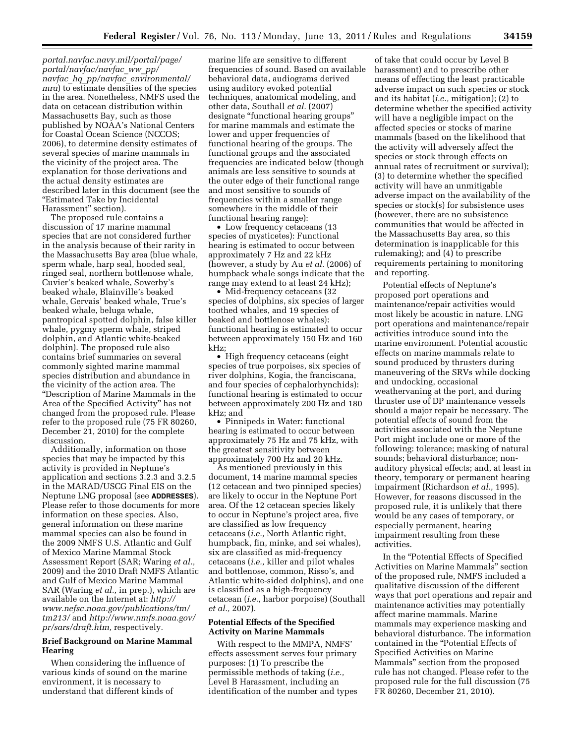*portal.navfac.navy.mil/portal/page/portal/navfac/navfac_ww_pp/navfac_hq_pp/navfac_environmental/mra*) to estimate densities of the species in the area. Nonetheless, NMFS used the data on cetacean distribution within Massachusetts Bay, such as those published by NOAA's National Centers for Coastal Ocean Science (NCCOS; 2006), to determine density estimates of several species of marine mammals in the vicinity of the project area. The explanation for those derivations and the actual density estimates are described later in this document (see the "Estimated Take by Incidental Harassment" section).

The proposed rule contains a discussion of 17 marine mammal species that are not considered further in the analysis because of their rarity in the Massachusetts Bay area (blue whale, sperm whale, harp seal, hooded seal, ringed seal, northern bottlenose whale, Cuvier's beaked whale, Sowerby's beaked whale, Blainville's beaked whale, Gervais' beaked whale, True's beaked whale, beluga whale, pantropical spotted dolphin, false killer whale, pygmy sperm whale, striped dolphin, and Atlantic white-beaked dolphin). The proposed rule also contains brief summaries on several commonly sighted marine mammal species distribution and abundance in the vicinity of the action area. The "Description of Marine Mammals in the Area of the Specified Activity" has not changed from the proposed rule. Please refer to the proposed rule (75 FR 80260, December 21, 2010) for the complete discussion.

Additionally, information on those species that may be impacted by this activity is provided in Neptune's application and sections 3.2.3 and 3.2.5 in the MARAD/USCG Final EIS on the Neptune LNG proposal (see **ADDRESSES**). Please refer to those documents for more information on these species. Also, general information on these marine mammal species can also be found in the 2009 NMFS U.S. Atlantic and Gulf of Mexico Marine Mammal Stock Assessment Report (SAR; Waring *et al.,* 2009) and the 2010 Draft NMFS Atlantic and Gulf of Mexico Marine Mammal SAR (Waring *et al.,* in prep.), which are available on the Internet at: *http://www.nefsc.noaa.gov/publications/tm/tm213/* and *http://www.nmfs.noaa.gov/pr/sars/draft.htm,* respectively.

## Brief Background on Marine Mammal Hearing

When considering the influence of various kinds of sound on the marine environment, it is necessary to understand that different kinds of marine life are sensitive to different frequencies of sound. Based on available behavioral data, audiograms derived using auditory evoked potential techniques, anatomical modeling, and other data, Southall *et al.* (2007) designate "functional hearing groups" for marine mammals and estimate the lower and upper frequencies of functional hearing of the groups. The functional groups and the associated frequencies are indicated below (though animals are less sensitive to sounds at the outer edge of their functional range and most sensitive to sounds of frequencies within a smaller range somewhere in the middle of their functional hearing range):

- Low frequency cetaceans (13 species of mysticetes): Functional hearing is estimated to occur between approximately 7 Hz and 22 kHz (however, a study by Au *et al.* (2006) of humpback whale songs indicate that the range may extend to at least 24 kHz);
- Mid-frequency cetaceans (32 species of dolphins, six species of larger toothed whales, and 19 species of beaked and bottlenose whales): functional hearing is estimated to occur between approximately 150 Hz and 160 kHz;
- High frequency cetaceans (eight species of true porpoises, six species of river dolphins, Kogia, the franciscana, and four species of cephalorhynchids): functional hearing is estimated to occur between approximately 200 Hz and 180 kHz; and
- Pinnipeds in Water: functional hearing is estimated to occur between approximately 75 Hz and 75 kHz, with the greatest sensitivity between approximately 700 Hz and 20 kHz.

As mentioned previously in this document, 14 marine mammal species (12 cetacean and two pinniped species) are likely to occur in the Neptune Port area. Of the 12 cetacean species likely to occur in Neptune's project area, five are classified as low frequency cetaceans (*i.e.,* North Atlantic right, humpback, fin, minke, and sei whales), six are classified as mid-frequency cetaceans (*i.e.,* killer and pilot whales and bottlenose, common, Risso's, and Atlantic white-sided dolphins), and one is classified as a high-frequency cetacean (*i.e.,* harbor porpoise) (Southall *et al.,* 2007).

## Potential Effects of the Specified Activity on Marine Mammals

With respect to the MMPA, NMFS' effects assessment serves four primary purposes: (1) To prescribe the permissible methods of taking (*i.e.,* Level B Harassment, including an identification of the number and types of take that could occur by Level B harassment) and to prescribe other means of effecting the least practicable adverse impact on such species or stock and its habitat (*i.e.,* mitigation); (2) to determine whether the specified activity will have a negligible impact on the affected species or stocks of marine mammals (based on the likelihood that the activity will adversely affect the species or stock through effects on annual rates of recruitment or survival); (3) to determine whether the specified activity will have an unmitigable adverse impact on the availability of the species or stock(s) for subsistence uses (however, there are no subsistence communities that would be affected in the Massachusetts Bay area, so this determination is inapplicable for this rulemaking); and (4) to prescribe requirements pertaining to monitoring and reporting.

Potential effects of Neptune's proposed port operations and maintenance/repair activities would most likely be acoustic in nature. LNG port operations and maintenance/repair activities introduce sound into the marine environment. Potential acoustic effects on marine mammals relate to sound produced by thrusters during maneuvering of the SRVs while docking and undocking, occasional weathervaning at the port, and during thruster use of DP maintenance vessels should a major repair be necessary. The potential effects of sound from the activities associated with the Neptune Port might include one or more of the following: tolerance; masking of natural sounds; behavioral disturbance; non-auditory physical effects; and, at least in theory, temporary or permanent hearing impairment (Richardson *et al.,* 1995). However, for reasons discussed in the proposed rule, it is unlikely that there would be any cases of temporary, or especially permanent, hearing impairment resulting from these activities.

In the "Potential Effects of Specified Activities on Marine Mammals" section of the proposed rule, NMFS included a qualitative discussion of the different ways that port operations and repair and maintenance activities may potentially affect marine mammals. Marine mammals may experience masking and behavioral disturbance. The information contained in the "Potential Effects of Specified Activities on Marine Mammals" section from the proposed rule has not changed. Please refer to the proposed rule for the full discussion (75 FR 80260, December 21, 2010).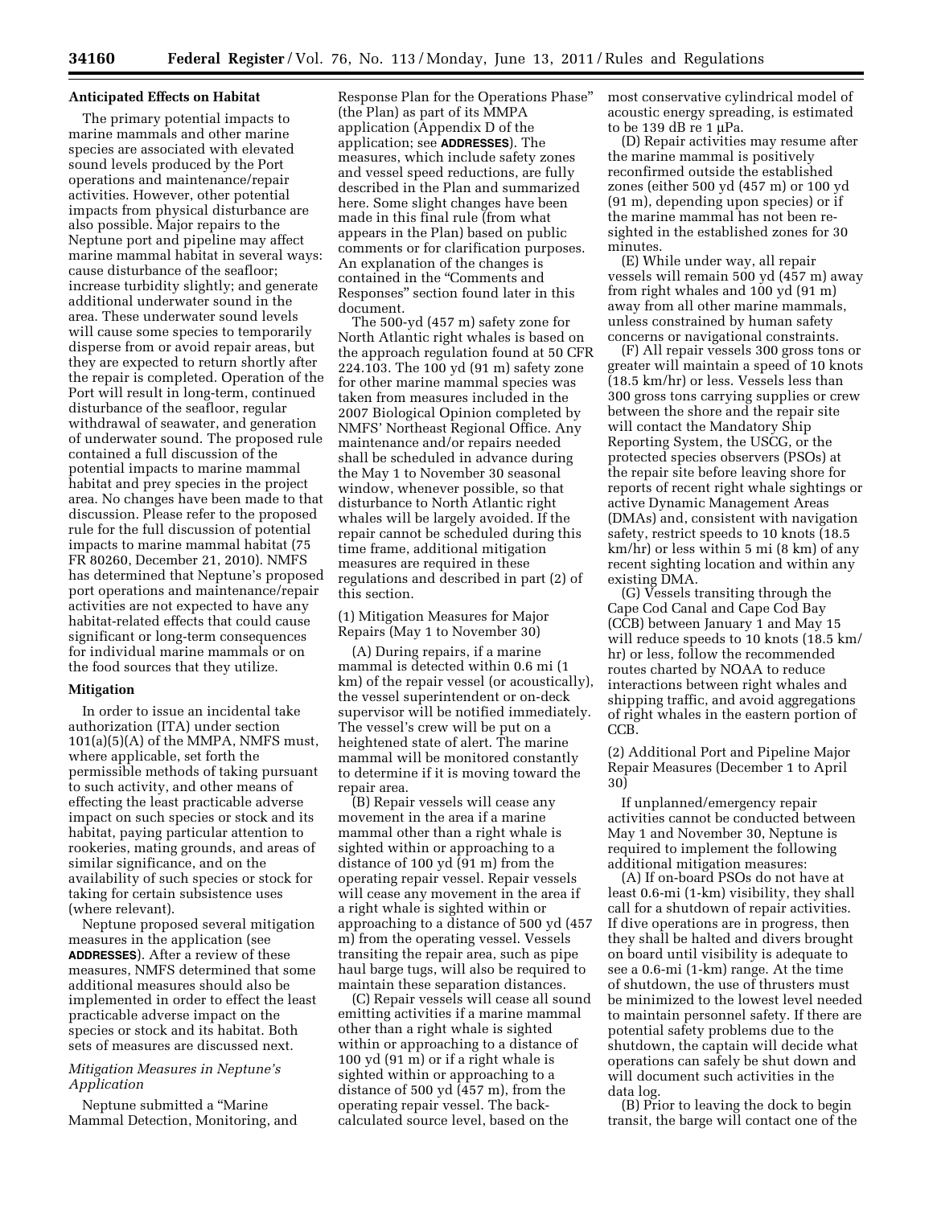### Anticipated Effects on Habitat

The primary potential impacts to marine mammals and other marine species are associated with elevated sound levels produced by the Port operations and maintenance/repair activities. However, other potential impacts from physical disturbance are also possible. Major repairs to the Neptune port and pipeline may affect marine mammal habitat in several ways: cause disturbance of the seafloor; increase turbidity slightly; and generate additional underwater sound in the area. These underwater sound levels will cause some species to temporarily disperse from or avoid repair areas, but they are expected to return shortly after the repair is completed. Operation of the Port will result in long-term, continued disturbance of the seafloor, regular withdrawal of seawater, and generation of underwater sound. The proposed rule contained a full discussion of the potential impacts to marine mammal habitat and prey species in the project area. No changes have been made to that discussion. Please refer to the proposed rule for the full discussion of potential impacts to marine mammal habitat (75 FR 80260, December 21, 2010). NMFS has determined that Neptune's proposed port operations and maintenance/repair activities are not expected to have any habitat-related effects that could cause significant or long-term consequences for individual marine mammals or on the food sources that they utilize.

### Mitigation

In order to issue an incidental take authorization (ITA) under section 101(a)(5)(A) of the MMPA, NMFS must, where applicable, set forth the permissible methods of taking pursuant to such activity, and other means of effecting the least practicable adverse impact on such species or stock and its habitat, paying particular attention to rookeries, mating grounds, and areas of similar significance, and on the availability of such species or stock for taking for certain subsistence uses (where relevant).

Neptune proposed several mitigation measures in the application (see **ADDRESSES**). After a review of these measures, NMFS determined that some additional measures should also be implemented in order to effect the least practicable adverse impact on the species or stock and its habitat. Both sets of measures are discussed next.

#### *Mitigation Measures in Neptune's Application*

Neptune submitted a "Marine Mammal Detection, Monitoring, and Response Plan for the Operations Phase" (the Plan) as part of its MMPA application (Appendix D of the application; see **ADDRESSES**). The measures, which include safety zones and vessel speed reductions, are fully described in the Plan and summarized here. Some slight changes have been made in this final rule (from what appears in the Plan) based on public comments or for clarification purposes. An explanation of the changes is contained in the "Comments and Responses" section found later in this document.

The 500-yd (457 m) safety zone for North Atlantic right whales is based on the approach regulation found at 50 CFR 224.103. The 100 yd (91 m) safety zone for other marine mammal species was taken from measures included in the 2007 Biological Opinion completed by NMFS' Northeast Regional Office. Any maintenance and/or repairs needed shall be scheduled in advance during the May 1 to November 30 seasonal window, whenever possible, so that disturbance to North Atlantic right whales will be largely avoided. If the repair cannot be scheduled during this time frame, additional mitigation measures are required in these regulations and described in part (2) of this section.

(1) Mitigation Measures for Major Repairs (May 1 to November 30)

(A) During repairs, if a marine mammal is detected within 0.6 mi (1 km) of the repair vessel (or acoustically), the vessel superintendent or on-deck supervisor will be notified immediately. The vessel's crew will be put on a heightened state of alert. The marine mammal will be monitored constantly to determine if it is moving toward the repair area.

(B) Repair vessels will cease any movement in the area if a marine mammal other than a right whale is sighted within or approaching to a distance of 100 yd (91 m) from the operating repair vessel. Repair vessels will cease any movement in the area if a right whale is sighted within or approaching to a distance of 500 yd (457 m) from the operating vessel. Vessels transiting the repair area, such as pipe haul barge tugs, will also be required to maintain these separation distances.

(C) Repair vessels will cease all sound emitting activities if a marine mammal other than a right whale is sighted within or approaching to a distance of 100 yd (91 m) or if a right whale is sighted within or approaching to a distance of 500 yd (457 m), from the operating repair vessel. The back-calculated source level, based on the most conservative cylindrical model of acoustic energy spreading, is estimated to be 139 dB re 1 μPa.

(D) Repair activities may resume after the marine mammal is positively reconfirmed outside the established zones (either 500 yd (457 m) or 100 yd (91 m), depending upon species) or if the marine mammal has not been re-sighted in the established zones for 30 minutes.

(E) While under way, all repair vessels will remain 500 yd (457 m) away from right whales and 100 yd (91 m) away from all other marine mammals, unless constrained by human safety concerns or navigational constraints.

(F) All repair vessels 300 gross tons or greater will maintain a speed of 10 knots (18.5 km/hr) or less. Vessels less than 300 gross tons carrying supplies or crew between the shore and the repair site will contact the Mandatory Ship Reporting System, the USCG, or the protected species observers (PSOs) at the repair site before leaving shore for reports of recent right whale sightings or active Dynamic Management Areas (DMAs) and, consistent with navigation safety, restrict speeds to 10 knots (18.5 km/hr) or less within 5 mi (8 km) of any recent sighting location and within any existing DMA.

(G) Vessels transiting through the Cape Cod Canal and Cape Cod Bay (CCB) between January 1 and May 15 will reduce speeds to 10 knots (18.5 km/hr) or less, follow the recommended routes charted by NOAA to reduce interactions between right whales and shipping traffic, and avoid aggregations of right whales in the eastern portion of CCB.

(2) Additional Port and Pipeline Major Repair Measures (December 1 to April 30)

If unplanned/emergency repair activities cannot be conducted between May 1 and November 30, Neptune is required to implement the following additional mitigation measures:

(A) If on-board PSOs do not have at least 0.6-mi (1-km) visibility, they shall call for a shutdown of repair activities. If dive operations are in progress, then they shall be halted and divers brought on board until visibility is adequate to see a 0.6-mi (1-km) range. At the time of shutdown, the use of thrusters must be minimized to the lowest level needed to maintain personnel safety. If there are potential safety problems due to the shutdown, the captain will decide what operations can safely be shut down and will document such activities in the data log.

(B) Prior to leaving the dock to begin transit, the barge will contact one of the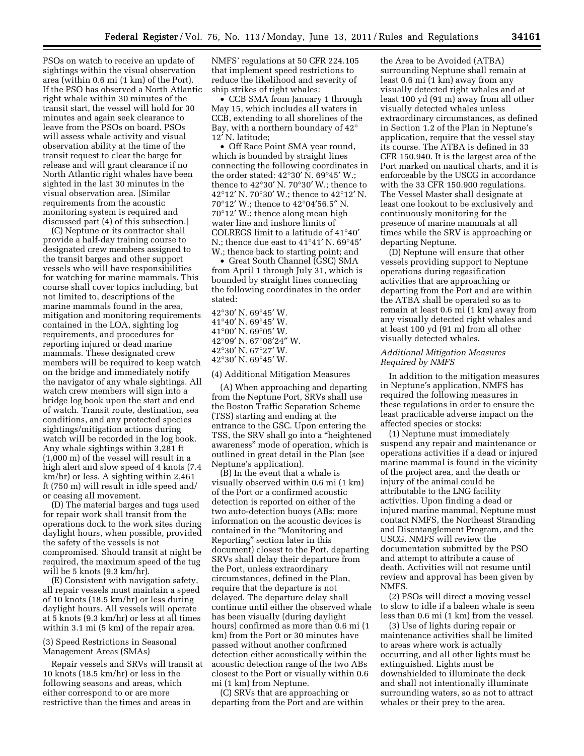PSOs on watch to receive an update of sightings within the visual observation area (within 0.6 mi (1 km) of the Port). If the PSO has observed a North Atlantic right whale within 30 minutes of the transit start, the vessel will hold for 30 minutes and again seek clearance to leave from the PSOs on board. PSOs will assess whale activity and visual observation ability at the time of the transit request to clear the barge for release and will grant clearance if no North Atlantic right whales have been sighted in the last 30 minutes in the visual observation area. [Similar requirements from the acoustic monitoring system is required and discussed part (4) of this subsection.]

(C) Neptune or its contractor shall provide a half-day training course to designated crew members assigned to the transit barges and other support vessels who will have responsibilities for watching for marine mammals. This course shall cover topics including, but not limited to, descriptions of the marine mammals found in the area, mitigation and monitoring requirements contained in the LOA, sighting log requirements, and procedures for reporting injured or dead marine mammals. These designated crew members will be required to keep watch on the bridge and immediately notify the navigator of any whale sightings. All watch crew members will sign into a bridge log book upon the start and end of watch. Transit route, destination, sea conditions, and any protected species sightings/mitigation actions during watch will be recorded in the log book. Any whale sightings within 3,281 ft (1,000 m) of the vessel will result in a high alert and slow speed of 4 knots (7.4 km/hr) or less. A sighting within 2,461 ft (750 m) will result in idle speed and/or ceasing all movement.

(D) The material barges and tugs used for repair work shall transit from the operations dock to the work sites during daylight hours, when possible, provided the safety of the vessels is not compromised. Should transit at night be required, the maximum speed of the tug will be 5 knots (9.3 km/hr).

(E) Consistent with navigation safety, all repair vessels must maintain a speed of 10 knots (18.5 km/hr) or less during daylight hours. All vessels will operate at 5 knots (9.3 km/hr) or less at all times within 3.1 mi (5 km) of the repair area.

(3) Speed Restrictions in Seasonal Management Areas (SMAs)

Repair vessels and SRVs will transit at 10 knots (18.5 km/hr) or less in the following seasons and areas, which either correspond to or are more restrictive than the times and areas in NMFS' regulations at 50 CFR 224.105 that implement speed restrictions to reduce the likelihood and severity of ship strikes of right whales:

- CCB SMA from January 1 through May 15, which includes all waters in CCB, extending to all shorelines of the Bay, with a northern boundary of 42° 12′ N. latitude;
- Off Race Point SMA year round, which is bounded by straight lines connecting the following coordinates in the order stated: 42°30′ N. 69°45′ W.; thence to 42°30′ N. 70°30′ W.; thence to 42°12′ N. 70°30′ W.; thence to 42°12′ N. 70°12′ W.; thence to 42°04′56.5″ N. 70°12′ W.; thence along mean high water line and inshore limits of COLREGS limit to a latitude of 41°40′ N.; thence due east to 41°41′ N. 69°45′ W.; thence back to starting point; and
- Great South Channel (GSC) SMA from April 1 through July 31, which is bounded by straight lines connecting the following coordinates in the order stated:

42°30′ N. 69°45′ W.
41°40′ N. 69°45′ W.
41°00′ N. 69°05′ W.
42°09′ N. 67°08′24″ W.
42°30′ N. 67°27′ W.
42°30′ N. 69°45′ W.

(4) Additional Mitigation Measures

(A) When approaching and departing from the Neptune Port, SRVs shall use the Boston Traffic Separation Scheme (TSS) starting and ending at the entrance to the GSC. Upon entering the TSS, the SRV shall go into a "heightened awareness" mode of operation, which is outlined in great detail in the Plan (see Neptune's application).

(B) In the event that a whale is visually observed within 0.6 mi (1 km) of the Port or a confirmed acoustic detection is reported on either of the two auto-detection buoys (ABs; more information on the acoustic devices is contained in the "Monitoring and Reporting" section later in this document) closest to the Port, departing SRVs shall delay their departure from the Port, unless extraordinary circumstances, defined in the Plan, require that the departure is not delayed. The departure delay shall continue until either the observed whale has been visually (during daylight hours) confirmed as more than 0.6 mi (1 km) from the Port or 30 minutes have passed without another confirmed detection either acoustically within the acoustic detection range of the two ABs closest to the Port or visually within 0.6 mi (1 km) from Neptune.

(C) SRVs that are approaching or departing from the Port and are within the Area to be Avoided (ATBA) surrounding Neptune shall remain at least 0.6 mi (1 km) away from any visually detected right whales and at least 100 yd (91 m) away from all other visually detected whales unless extraordinary circumstances, as defined in Section 1.2 of the Plan in Neptune's application, require that the vessel stay its course. The ATBA is defined in 33 CFR 150.940. It is the largest area of the Port marked on nautical charts, and it is enforceable by the USCG in accordance with the 33 CFR 150.900 regulations. The Vessel Master shall designate at least one lookout to be exclusively and continuously monitoring for the presence of marine mammals at all times while the SRV is approaching or departing Neptune.

(D) Neptune will ensure that other vessels providing support to Neptune operations during regasification activities that are approaching or departing from the Port and are within the ATBA shall be operated so as to remain at least 0.6 mi (1 km) away from any visually detected right whales and at least 100 yd (91 m) from all other visually detected whales.

*Additional Mitigation Measures Required by NMFS*

In addition to the mitigation measures in Neptune's application, NMFS has required the following measures in these regulations in order to ensure the least practicable adverse impact on the affected species or stocks:

(1) Neptune must immediately suspend any repair and maintenance or operations activities if a dead or injured marine mammal is found in the vicinity of the project area, and the death or injury of the animal could be attributable to the LNG facility activities. Upon finding a dead or injured marine mammal, Neptune must contact NMFS, the Northeast Stranding and Disentanglement Program, and the USCG. NMFS will review the documentation submitted by the PSO and attempt to attribute a cause of death. Activities will not resume until review and approval has been given by NMFS.

(2) PSOs will direct a moving vessel to slow to idle if a baleen whale is seen less than 0.6 mi (1 km) from the vessel.

(3) Use of lights during repair or maintenance activities shall be limited to areas where work is actually occurring, and all other lights must be extinguished. Lights must be downshielded to illuminate the deck and shall not intentionally illuminate surrounding waters, so as not to attract whales or their prey to the area.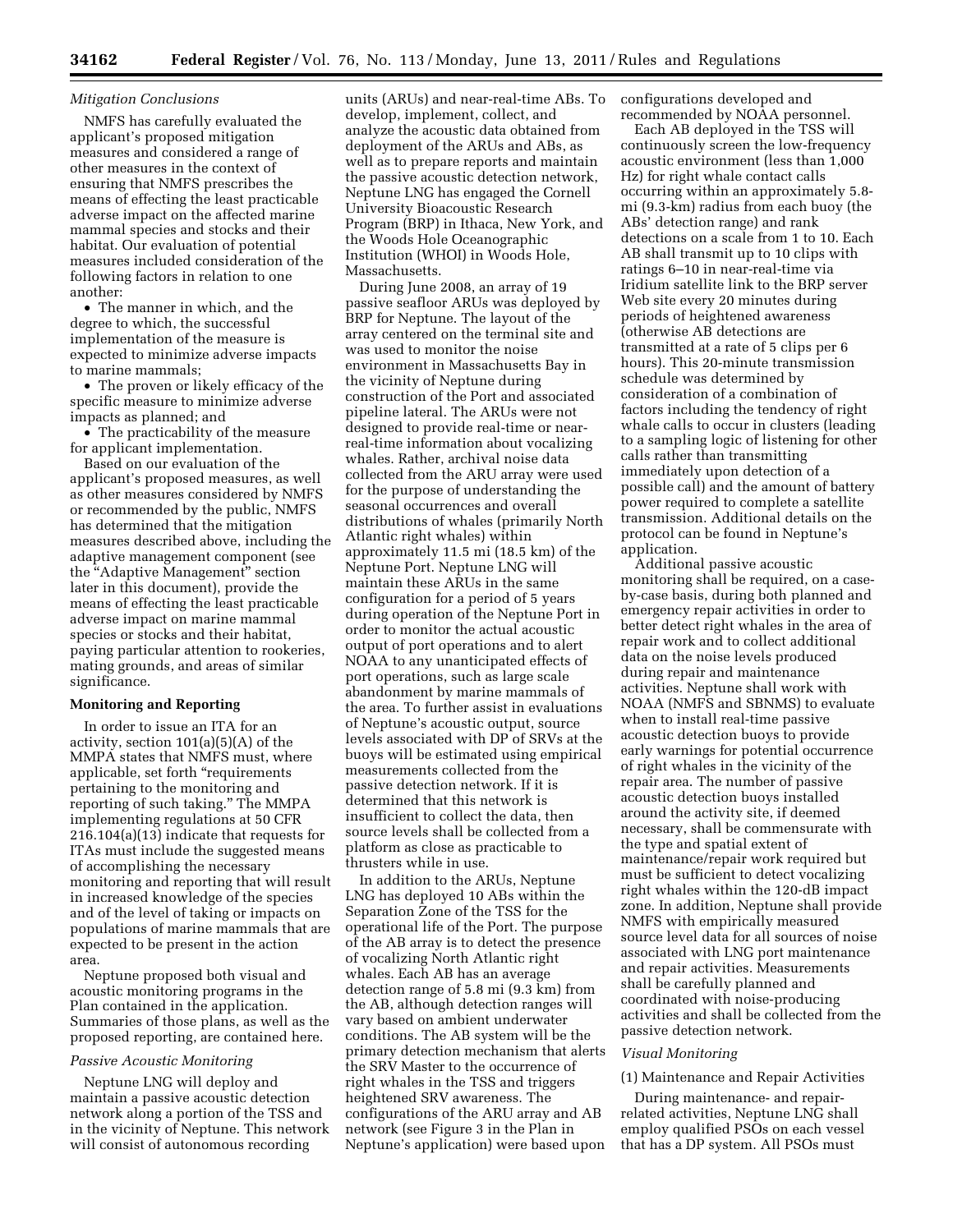*Mitigation Conclusions*

NMFS has carefully evaluated the applicant's proposed mitigation measures and considered a range of other measures in the context of ensuring that NMFS prescribes the means of effecting the least practicable adverse impact on the affected marine mammal species and stocks and their habitat. Our evaluation of potential measures included consideration of the following factors in relation to one another:

- The manner in which, and the degree to which, the successful implementation of the measure is expected to minimize adverse impacts to marine mammals;
- The proven or likely efficacy of the specific measure to minimize adverse impacts as planned; and
- The practicability of the measure for applicant implementation.

Based on our evaluation of the applicant's proposed measures, as well as other measures considered by NMFS or recommended by the public, NMFS has determined that the mitigation measures described above, including the adaptive management component (see the "Adaptive Management" section later in this document), provide the means of effecting the least practicable adverse impact on marine mammal species or stocks and their habitat, paying particular attention to rookeries, mating grounds, and areas of similar significance.

**Monitoring and Reporting**

In order to issue an ITA for an activity, section 101(a)(5)(A) of the MMPA states that NMFS must, where applicable, set forth "requirements pertaining to the monitoring and reporting of such taking." The MMPA implementing regulations at 50 CFR 216.104(a)(13) indicate that requests for ITAs must include the suggested means of accomplishing the necessary monitoring and reporting that will result in increased knowledge of the species and of the level of taking or impacts on populations of marine mammals that are expected to be present in the action area.

Neptune proposed both visual and acoustic monitoring programs in the Plan contained in the application. Summaries of those plans, as well as the proposed reporting, are contained here.

*Passive Acoustic Monitoring*

Neptune LNG will deploy and maintain a passive acoustic detection network along a portion of the TSS and in the vicinity of Neptune. This network will consist of autonomous recording units (ARUs) and near-real-time ABs. To develop, implement, collect, and analyze the acoustic data obtained from deployment of the ARUs and ABs, as well as to prepare reports and maintain the passive acoustic detection network, Neptune LNG has engaged the Cornell University Bioacoustic Research Program (BRP) in Ithaca, New York, and the Woods Hole Oceanographic Institution (WHOI) in Woods Hole, Massachusetts.

During June 2008, an array of 19 passive seafloor ARUs was deployed by BRP for Neptune. The layout of the array centered on the terminal site and was used to monitor the noise environment in Massachusetts Bay in the vicinity of Neptune during construction of the Port and associated pipeline lateral. The ARUs were not designed to provide real-time or near-real-time information about vocalizing whales. Rather, archival noise data collected from the ARU array were used for the purpose of understanding the seasonal occurrences and overall distributions of whales (primarily North Atlantic right whales) within approximately 11.5 mi (18.5 km) of the Neptune Port. Neptune LNG will maintain these ARUs in the same configuration for a period of 5 years during operation of the Neptune Port in order to monitor the actual acoustic output of port operations and to alert NOAA to any unanticipated effects of port operations, such as large scale abandonment by marine mammals of the area. To further assist in evaluations of Neptune's acoustic output, source levels associated with DP of SRVs at the buoys will be estimated using empirical measurements collected from the passive detection network. If it is determined that this network is insufficient to collect the data, then source levels shall be collected from a platform as close as practicable to thrusters while in use.

In addition to the ARUs, Neptune LNG has deployed 10 ABs within the Separation Zone of the TSS for the operational life of the Port. The purpose of the AB array is to detect the presence of vocalizing North Atlantic right whales. Each AB has an average detection range of 5.8 mi (9.3 km) from the AB, although detection ranges will vary based on ambient underwater conditions. The AB system will be the primary detection mechanism that alerts the SRV Master to the occurrence of right whales in the TSS and triggers heightened SRV awareness. The configurations of the ARU array and AB network (see Figure 3 in the Plan in Neptune's application) were based upon configurations developed and recommended by NOAA personnel.

Each AB deployed in the TSS will continuously screen the low-frequency acoustic environment (less than 1,000 Hz) for right whale contact calls occurring within an approximately 5.8-mi (9.3-km) radius from each buoy (the ABs' detection range) and rank detections on a scale from 1 to 10. Each AB shall transmit up to 10 clips with ratings 6–10 in near-real-time via Iridium satellite link to the BRP server Web site every 20 minutes during periods of heightened awareness (otherwise AB detections are transmitted at a rate of 5 clips per 6 hours). This 20-minute transmission schedule was determined by consideration of a combination of factors including the tendency of right whale calls to occur in clusters (leading to a sampling logic of listening for other calls rather than transmitting immediately upon detection of a possible call) and the amount of battery power required to complete a satellite transmission. Additional details on the protocol can be found in Neptune's application.

Additional passive acoustic monitoring shall be required, on a case-by-case basis, during both planned and emergency repair activities in order to better detect right whales in the area of repair work and to collect additional data on the noise levels produced during repair and maintenance activities. Neptune shall work with NOAA (NMFS and SBNMS) to evaluate when to install real-time passive acoustic detection buoys to provide early warnings for potential occurrence of right whales in the vicinity of the repair area. The number of passive acoustic detection buoys installed around the activity site, if deemed necessary, shall be commensurate with the type and spatial extent of maintenance/repair work required but must be sufficient to detect vocalizing right whales within the 120-dB impact zone. In addition, Neptune shall provide NMFS with empirically measured source level data for all sources of noise associated with LNG port maintenance and repair activities. Measurements shall be carefully planned and coordinated with noise-producing activities and shall be collected from the passive detection network.

*Visual Monitoring*

(1) Maintenance and Repair Activities

During maintenance- and repair-related activities, Neptune LNG shall employ qualified PSOs on each vessel that has a DP system. All PSOs must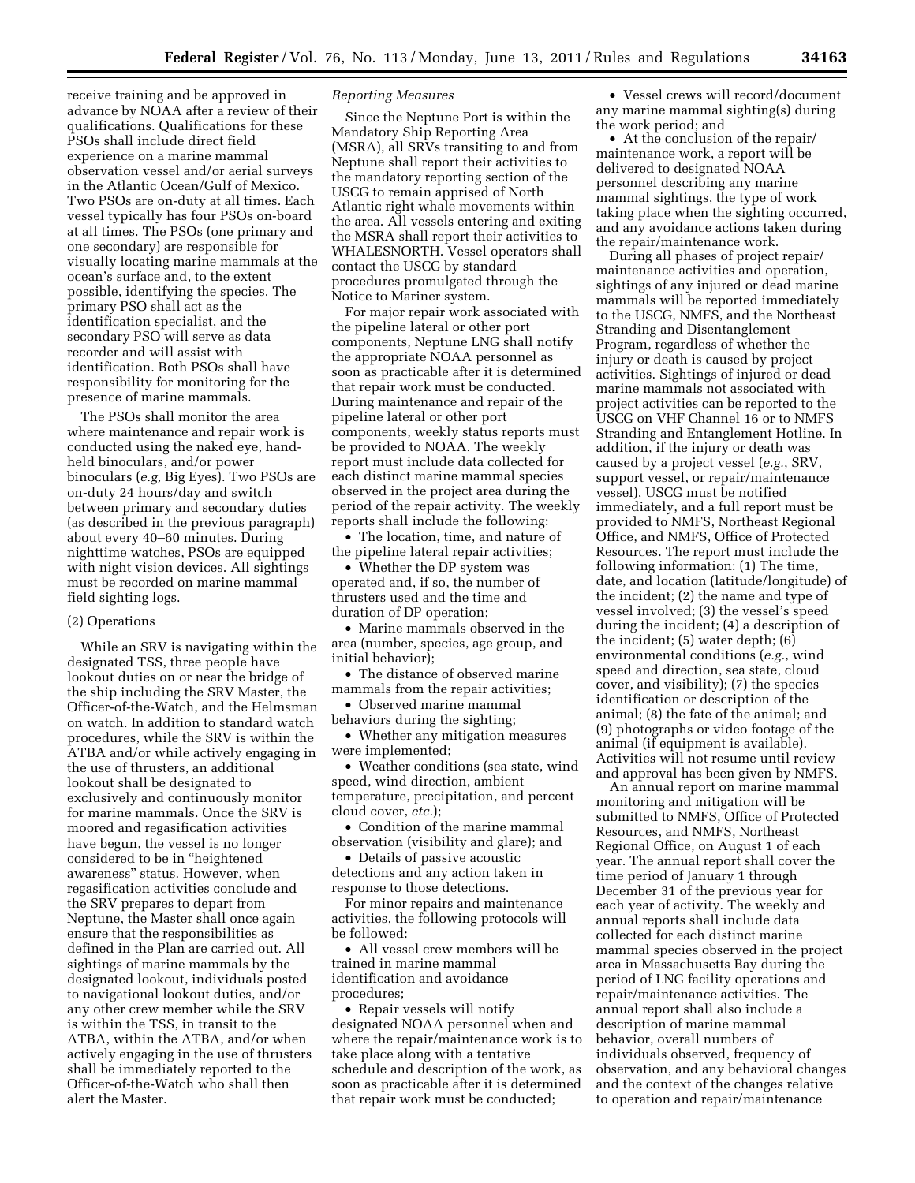receive training and be approved in advance by NOAA after a review of their qualifications. Qualifications for these PSOs shall include direct field experience on a marine mammal observation vessel and/or aerial surveys in the Atlantic Ocean/Gulf of Mexico. Two PSOs are on-duty at all times. Each vessel typically has four PSOs on-board at all times. The PSOs (one primary and one secondary) are responsible for visually locating marine mammals at the ocean's surface and, to the extent possible, identifying the species. The primary PSO shall act as the identification specialist, and the secondary PSO will serve as data recorder and will assist with identification. Both PSOs shall have responsibility for monitoring for the presence of marine mammals.

The PSOs shall monitor the area where maintenance and repair work is conducted using the naked eye, hand-held binoculars, and/or power binoculars (*e.g,* Big Eyes). Two PSOs are on-duty 24 hours/day and switch between primary and secondary duties (as described in the previous paragraph) about every 40–60 minutes. During nighttime watches, PSOs are equipped with night vision devices. All sightings must be recorded on marine mammal field sighting logs.

(2) Operations

While an SRV is navigating within the designated TSS, three people have lookout duties on or near the bridge of the ship including the SRV Master, the Officer-of-the-Watch, and the Helmsman on watch. In addition to standard watch procedures, while the SRV is within the ATBA and/or while actively engaging in the use of thrusters, an additional lookout shall be designated to exclusively and continuously monitor for marine mammals. Once the SRV is moored and regasification activities have begun, the vessel is no longer considered to be in "heightened awareness" status. However, when regasification activities conclude and the SRV prepares to depart from Neptune, the Master shall once again ensure that the responsibilities as defined in the Plan are carried out. All sightings of marine mammals by the designated lookout, individuals posted to navigational lookout duties, and/or any other crew member while the SRV is within the TSS, in transit to the ATBA, within the ATBA, and/or when actively engaging in the use of thrusters shall be immediately reported to the Officer-of-the-Watch who shall then alert the Master.

*Reporting Measures*

Since the Neptune Port is within the Mandatory Ship Reporting Area (MSRA), all SRVs transiting to and from Neptune shall report their activities to the mandatory reporting section of the USCG to remain apprised of North Atlantic right whale movements within the area. All vessels entering and exiting the MSRA shall report their activities to WHALESNORTH. Vessel operators shall contact the USCG by standard procedures promulgated through the Notice to Mariner system.

For major repair work associated with the pipeline lateral or other port components, Neptune LNG shall notify the appropriate NOAA personnel as soon as practicable after it is determined that repair work must be conducted. During maintenance and repair of the pipeline lateral or other port components, weekly status reports must be provided to NOAA. The weekly report must include data collected for each distinct marine mammal species observed in the project area during the period of the repair activity. The weekly reports shall include the following:

- The location, time, and nature of the pipeline lateral repair activities;
- Whether the DP system was operated and, if so, the number of thrusters used and the time and duration of DP operation;
- Marine mammals observed in the area (number, species, age group, and initial behavior);
- The distance of observed marine mammals from the repair activities;
- Observed marine mammal behaviors during the sighting;
- Whether any mitigation measures were implemented;
- Weather conditions (sea state, wind speed, wind direction, ambient temperature, precipitation, and percent cloud cover, *etc.*);
- Condition of the marine mammal observation (visibility and glare); and
- Details of passive acoustic detections and any action taken in response to those detections.

For minor repairs and maintenance activities, the following protocols will be followed:

- All vessel crew members will be trained in marine mammal identification and avoidance procedures;
- Repair vessels will notify designated NOAA personnel when and where the repair/maintenance work is to take place along with a tentative schedule and description of the work, as soon as practicable after it is determined that repair work must be conducted;
- Vessel crews will record/document any marine mammal sighting(s) during the work period; and
- At the conclusion of the repair/maintenance work, a report will be delivered to designated NOAA personnel describing any marine mammal sightings, the type of work taking place when the sighting occurred, and any avoidance actions taken during the repair/maintenance work.

During all phases of project repair/maintenance activities and operation, sightings of any injured or dead marine mammals will be reported immediately to the USCG, NMFS, and the Northeast Stranding and Disentanglement Program, regardless of whether the injury or death is caused by project activities. Sightings of injured or dead marine mammals not associated with project activities can be reported to the USCG on VHF Channel 16 or to NMFS Stranding and Entanglement Hotline. In addition, if the injury or death was caused by a project vessel (*e.g.*, SRV, support vessel, or repair/maintenance vessel), USCG must be notified immediately, and a full report must be provided to NMFS, Northeast Regional Office, and NMFS, Office of Protected Resources. The report must include the following information: (1) The time, date, and location (latitude/longitude) of the incident; (2) the name and type of vessel involved; (3) the vessel's speed during the incident; (4) a description of the incident; (5) water depth; (6) environmental conditions (*e.g.*, wind speed and direction, sea state, cloud cover, and visibility); (7) the species identification or description of the animal; (8) the fate of the animal; and (9) photographs or video footage of the animal (if equipment is available). Activities will not resume until review and approval has been given by NMFS.

An annual report on marine mammal monitoring and mitigation will be submitted to NMFS, Office of Protected Resources, and NMFS, Northeast Regional Office, on August 1 of each year. The annual report shall cover the time period of January 1 through December 31 of the previous year for each year of activity. The weekly and annual reports shall include data collected for each distinct marine mammal species observed in the project area in Massachusetts Bay during the period of LNG facility operations and repair/maintenance activities. The annual report shall also include a description of marine mammal behavior, overall numbers of individuals observed, frequency of observation, and any behavioral changes and the context of the changes relative to operation and repair/maintenance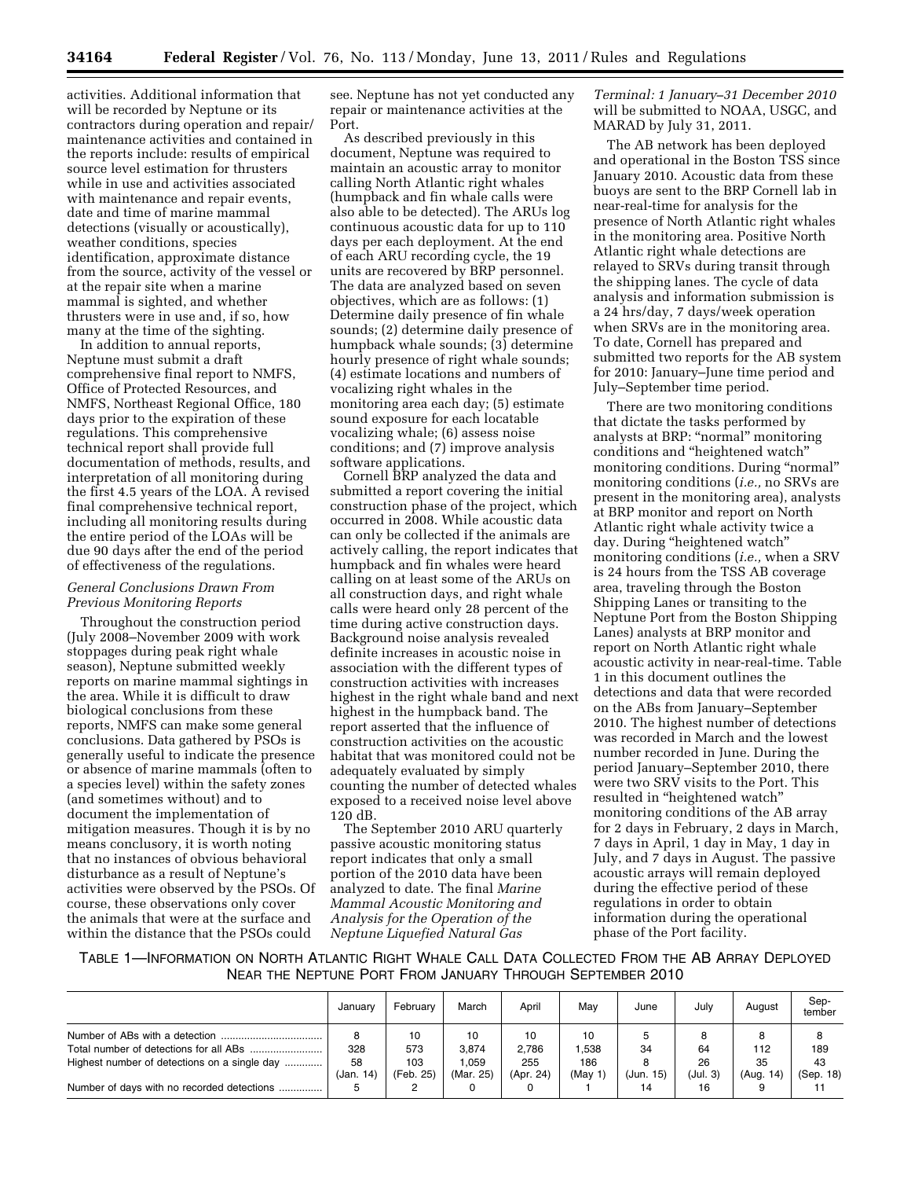activities. Additional information that will be recorded by Neptune or its contractors during operation and repair/maintenance activities and contained in the reports include: results of empirical source level estimation for thrusters while in use and activities associated with maintenance and repair events, date and time of marine mammal detections (visually or acoustically), weather conditions, species identification, approximate distance from the source, activity of the vessel or at the repair site when a marine mammal is sighted, and whether thrusters were in use and, if so, how many at the time of the sighting.

In addition to annual reports, Neptune must submit a draft comprehensive final report to NMFS, Office of Protected Resources, and NMFS, Northeast Regional Office, 180 days prior to the expiration of these regulations. This comprehensive technical report shall provide full documentation of methods, results, and interpretation of all monitoring during the first 4.5 years of the LOA. A revised final comprehensive technical report, including all monitoring results during the entire period of the LOAs will be due 90 days after the end of the period of effectiveness of the regulations.

*General Conclusions Drawn From Previous Monitoring Reports*

Throughout the construction period (July 2008–November 2009 with work stoppages during peak right whale season), Neptune submitted weekly reports on marine mammal sightings in the area. While it is difficult to draw biological conclusions from these reports, NMFS can make some general conclusions. Data gathered by PSOs is generally useful to indicate the presence or absence of marine mammals (often to a species level) within the safety zones (and sometimes without) and to document the implementation of mitigation measures. Though it is by no means conclusory, it is worth noting that no instances of obvious behavioral disturbance as a result of Neptune's activities were observed by the PSOs. Of course, these observations only cover the animals that were at the surface and within the distance that the PSOs could see. Neptune has not yet conducted any repair or maintenance activities at the Port.

As described previously in this document, Neptune was required to maintain an acoustic array to monitor calling North Atlantic right whales (humpback and fin whale calls were also able to be detected). The ARUs log continuous acoustic data for up to 110 days per each deployment. At the end of each ARU recording cycle, the 19 units are recovered by BRP personnel. The data are analyzed based on seven objectives, which are as follows: (1) Determine daily presence of fin whale sounds; (2) determine daily presence of humpback whale sounds; (3) determine hourly presence of right whale sounds; (4) estimate locations and numbers of vocalizing right whales in the monitoring area each day; (5) estimate sound exposure for each locatable vocalizing whale; (6) assess noise conditions; and (7) improve analysis software applications.

Cornell BRP analyzed the data and submitted a report covering the initial construction phase of the project, which occurred in 2008. While acoustic data can only be collected if the animals are actively calling, the report indicates that humpback and fin whales were heard calling on at least some of the ARUs on all construction days, and right whale calls were heard only 28 percent of the time during active construction days. Background noise analysis revealed definite increases in acoustic noise in association with the different types of construction activities with increases highest in the right whale band and next highest in the humpback band. The report asserted that the influence of construction activities on the acoustic habitat that was monitored could not be adequately evaluated by simply counting the number of detected whales exposed to a received noise level above 120 dB.

The September 2010 ARU quarterly passive acoustic monitoring status report indicates that only a small portion of the 2010 data have been analyzed to date. The final *Marine Mammal Acoustic Monitoring and Analysis for the Operation of the Neptune Liquefied Natural Gas Terminal: 1 January–31 December 2010* will be submitted to NOAA, USGC, and MARAD by July 31, 2011.

The AB network has been deployed and operational in the Boston TSS since January 2010. Acoustic data from these buoys are sent to the BRP Cornell lab in near-real-time for analysis for the presence of North Atlantic right whales in the monitoring area. Positive North Atlantic right whale detections are relayed to SRVs during transit through the shipping lanes. The cycle of data analysis and information submission is a 24 hrs/day, 7 days/week operation when SRVs are in the monitoring area. To date, Cornell has prepared and submitted two reports for the AB system for 2010: January–June time period and July–September time period.

There are two monitoring conditions that dictate the tasks performed by analysts at BRP: "normal" monitoring conditions and "heightened watch" monitoring conditions. During "normal" monitoring conditions (*i.e.,* no SRVs are present in the monitoring area), analysts at BRP monitor and report on North Atlantic right whale activity twice a day. During "heightened watch" monitoring conditions (*i.e.,* when a SRV is 24 hours from the TSS AB coverage area, traveling through the Boston Shipping Lanes or transiting to the Neptune Port from the Boston Shipping Lanes) analysts at BRP monitor and report on North Atlantic right whale acoustic activity in near-real-time. Table 1 in this document outlines the detections and data that were recorded on the ABs from January–September 2010. The highest number of detections was recorded in March and the lowest number recorded in June. During the period January–September 2010, there were two SRV visits to the Port. This resulted in "heightened watch" monitoring conditions of the AB array for 2 days in February, 2 days in March, 7 days in April, 1 day in May, 1 day in July, and 7 days in August. The passive acoustic arrays will remain deployed during the effective period of these regulations in order to obtain information during the operational phase of the Port facility.

TABLE 1—INFORMATION ON NORTH ATLANTIC RIGHT WHALE CALL DATA COLLECTED FROM THE AB ARRAY DEPLOYED NEAR THE NEPTUNE PORT FROM JANUARY THROUGH SEPTEMBER 2010

| | January | February | March | April | May | June | July | August | September |
|---|---|---|---|---|---|---|---|---|---|
| Number of ABs with a detection | 8 | 10 | 10 | 10 | 10 | 5 | 8 | 8 | 8 |
| Total number of detections for all ABs | 328 | 573 | 3,874 | 2,786 | 1,538 | 34 | 64 | 112 | 189 |
| Highest number of detections on a single day | 58 (Jan. 14) | 103 (Feb. 25) | 1,059 (Mar. 25) | 255 (Apr. 24) | 186 (May 1) | 8 (Jun. 15) | 26 (Jul. 3) | 35 (Aug. 14) | 43 (Sep. 18) |
| Number of days with no recorded detections | 5 | 2 | 0 | 0 | 1 | 14 | 16 | 9 | 11 |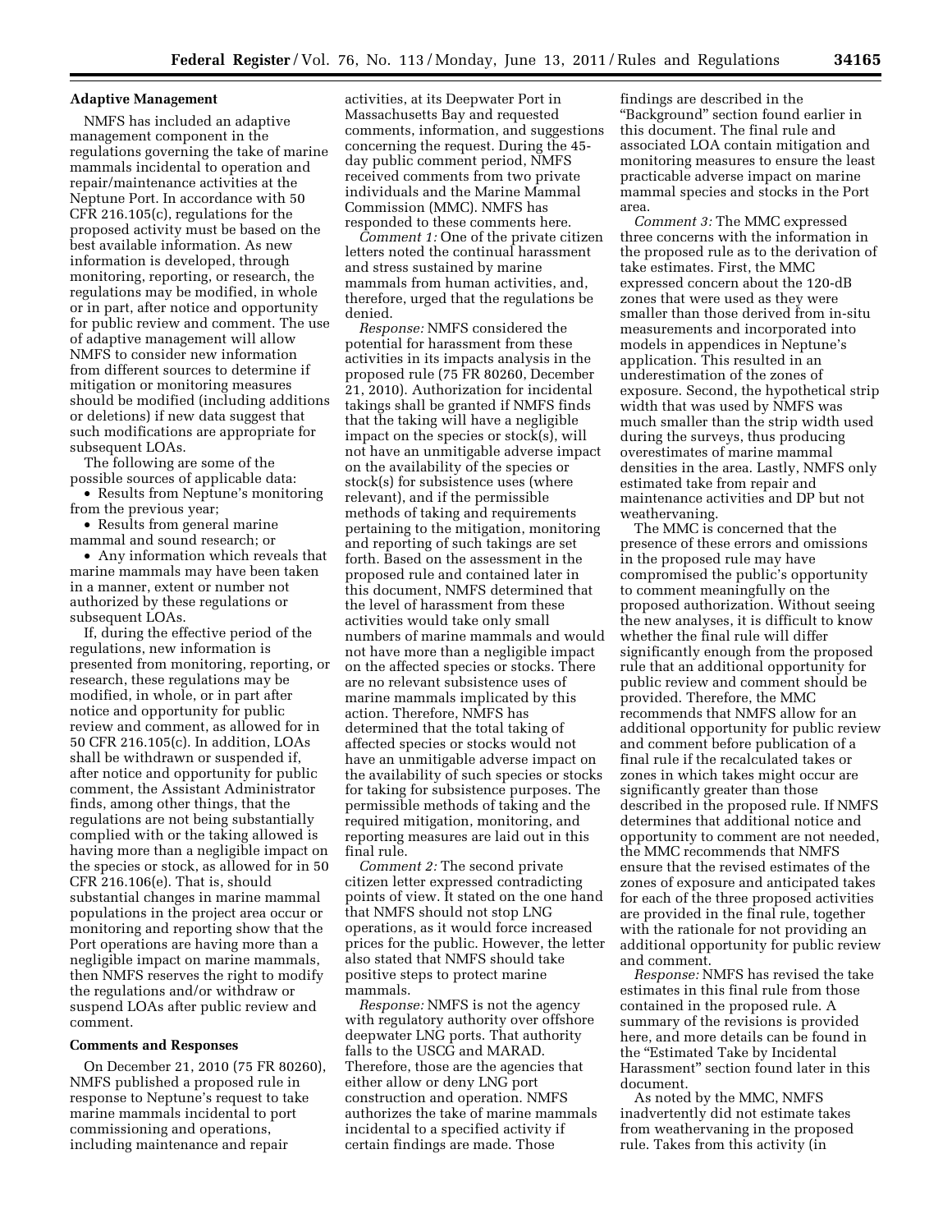### Adaptive Management

NMFS has included an adaptive management component in the regulations governing the take of marine mammals incidental to operation and repair/maintenance activities at the Neptune Port. In accordance with 50 CFR 216.105(c), regulations for the proposed activity must be based on the best available information. As new information is developed, through monitoring, reporting, or research, the regulations may be modified, in whole or in part, after notice and opportunity for public review and comment. The use of adaptive management will allow NMFS to consider new information from different sources to determine if mitigation or monitoring measures should be modified (including additions or deletions) if new data suggest that such modifications are appropriate for subsequent LOAs.

The following are some of the possible sources of applicable data:

- Results from Neptune's monitoring from the previous year;
- Results from general marine mammal and sound research; or
- Any information which reveals that marine mammals may have been taken in a manner, extent or number not authorized by these regulations or subsequent LOAs.

If, during the effective period of the regulations, new information is presented from monitoring, reporting, or research, these regulations may be modified, in whole, or in part after notice and opportunity for public review and comment, as allowed for in 50 CFR 216.105(c). In addition, LOAs shall be withdrawn or suspended if, after notice and opportunity for public comment, the Assistant Administrator finds, among other things, that the regulations are not being substantially complied with or the taking allowed is having more than a negligible impact on the species or stock, as allowed for in 50 CFR 216.106(e). That is, should substantial changes in marine mammal populations in the project area occur or monitoring and reporting show that the Port operations are having more than a negligible impact on marine mammals, then NMFS reserves the right to modify the regulations and/or withdraw or suspend LOAs after public review and comment.

### Comments and Responses

On December 21, 2010 (75 FR 80260), NMFS published a proposed rule in response to Neptune's request to take marine mammals incidental to port commissioning and operations, including maintenance and repair activities, at its Deepwater Port in Massachusetts Bay and requested comments, information, and suggestions concerning the request. During the 45-day public comment period, NMFS received comments from two private individuals and the Marine Mammal Commission (MMC). NMFS has responded to these comments here.

*Comment 1:* One of the private citizen letters noted the continual harassment and stress sustained by marine mammals from human activities, and, therefore, urged that the regulations be denied.

*Response:* NMFS considered the potential for harassment from these activities in its impacts analysis in the proposed rule (75 FR 80260, December 21, 2010). Authorization for incidental takings shall be granted if NMFS finds that the taking will have a negligible impact on the species or stock(s), will not have an unmitigable adverse impact on the availability of the species or stock(s) for subsistence uses (where relevant), and if the permissible methods of taking and requirements pertaining to the mitigation, monitoring and reporting of such takings are set forth. Based on the assessment in the proposed rule and contained later in this document, NMFS determined that the level of harassment from these activities would take only small numbers of marine mammals and would not have more than a negligible impact on the affected species or stocks. There are no relevant subsistence uses of marine mammals implicated by this action. Therefore, NMFS has determined that the total taking of affected species or stocks would not have an unmitigable adverse impact on the availability of such species or stocks for taking for subsistence purposes. The permissible methods of taking and the required mitigation, monitoring, and reporting measures are laid out in this final rule.

*Comment 2:* The second private citizen letter expressed contradicting points of view. It stated on the one hand that NMFS should not stop LNG operations, as it would force increased prices for the public. However, the letter also stated that NMFS should take positive steps to protect marine mammals.

*Response:* NMFS is not the agency with regulatory authority over offshore deepwater LNG ports. That authority falls to the USCG and MARAD. Therefore, those are the agencies that either allow or deny LNG port construction and operation. NMFS authorizes the take of marine mammals incidental to a specified activity if certain findings are made. Those findings are described in the "Background" section found earlier in this document. The final rule and associated LOA contain mitigation and monitoring measures to ensure the least practicable adverse impact on marine mammal species and stocks in the Port area.

*Comment 3:* The MMC expressed three concerns with the information in the proposed rule as to the derivation of take estimates. First, the MMC expressed concern about the 120-dB zones that were used as they were smaller than those derived from in-situ measurements and incorporated into models in appendices in Neptune's application. This resulted in an underestimation of the zones of exposure. Second, the hypothetical strip width that was used by NMFS was much smaller than the strip width used during the surveys, thus producing overestimates of marine mammal densities in the area. Lastly, NMFS only estimated take from repair and maintenance activities and DP but not weathervaning.

The MMC is concerned that the presence of these errors and omissions in the proposed rule may have compromised the public's opportunity to comment meaningfully on the proposed authorization. Without seeing the new analyses, it is difficult to know whether the final rule will differ significantly enough from the proposed rule that an additional opportunity for public review and comment should be provided. Therefore, the MMC recommends that NMFS allow for an additional opportunity for public review and comment before publication of a final rule if the recalculated takes or zones in which takes might occur are significantly greater than those described in the proposed rule. If NMFS determines that additional notice and opportunity to comment are not needed, the MMC recommends that NMFS ensure that the revised estimates of the zones of exposure and anticipated takes for each of the three proposed activities are provided in the final rule, together with the rationale for not providing an additional opportunity for public review and comment.

*Response:* NMFS has revised the take estimates in this final rule from those contained in the proposed rule. A summary of the revisions is provided here, and more details can be found in the "Estimated Take by Incidental Harassment" section found later in this document.

As noted by the MMC, NMFS inadvertently did not estimate takes from weathervaning in the proposed rule. Takes from this activity (in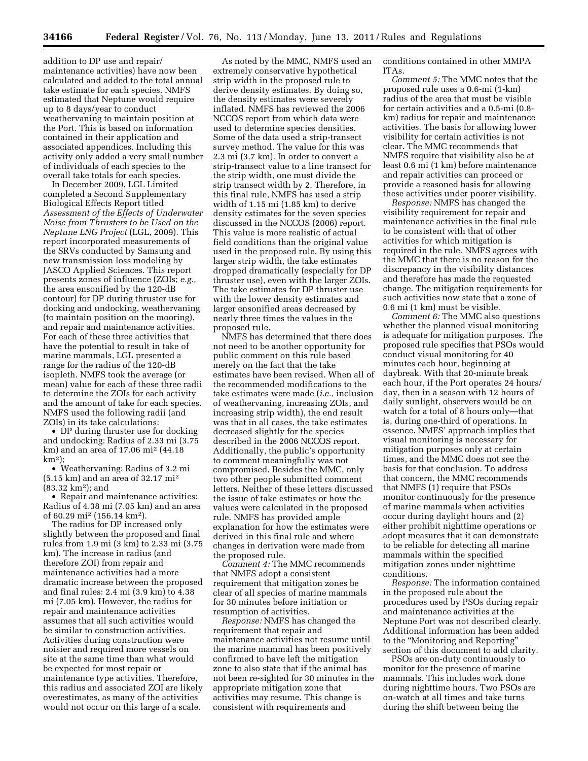addition to DP use and repair/maintenance activities) have now been calculated and added to the total annual take estimate for each species. NMFS estimated that Neptune would require up to 8 days/year to conduct weathervaning to maintain position at the Port. This is based on information contained in their application and associated appendices. Including this activity only added a very small number of individuals of each species to the overall take totals for each species.

In December 2009, LGL Limited completed a Second Supplementary Biological Effects Report titled *Assessment of the Effects of Underwater Noise from Thrusters to be Used on the Neptune LNG Project* (LGL, 2009). This report incorporated measurements of the SRVs conducted by Samsung and new transmission loss modeling by JASCO Applied Sciences. This report presents zones of influence (ZOIs; *e.g.,* the area ensonified by the 120-dB contour) for DP during thruster use for docking and undocking, weathervaning (to maintain position on the mooring), and repair and maintenance activities. For each of these three activities that have the potential to result in take of marine mammals, LGL presented a range for the radius of the 120-dB isopleth. NMFS took the average (or mean) value for each of these three radii to determine the ZOIs for each activity and the amount of take for each species. NMFS used the following radii (and ZOIs) in its take calculations:

- DP during thruster use for docking and undocking: Radius of 2.33 mi (3.75 km) and an area of 17.06 mi² (44.18 km²);
- Weathervaning: Radius of 3.2 mi (5.15 km) and an area of 32.17 mi² (83.32 km²); and
- Repair and maintenance activities: Radius of 4.38 mi (7.05 km) and an area of 60.29 mi² (156.14 km²).

The radius for DP increased only slightly between the proposed and final rules from 1.9 mi (3 km) to 2.33 mi (3.75 km). The increase in radius (and therefore ZOI) from repair and maintenance activities had a more dramatic increase between the proposed and final rules: 2.4 mi (3.9 km) to 4.38 mi (7.05 km). However, the radius for repair and maintenance activities assumes that all such activities would be similar to construction activities. Activities during construction were noisier and required more vessels on site at the same time than what would be expected for most repair or maintenance type activities. Therefore, this radius and associated ZOI are likely overestimates, as many of the activities would not occur on this large of a scale.

As noted by the MMC, NMFS used an extremely conservative hypothetical strip width in the proposed rule to derive density estimates. By doing so, the density estimates were severely inflated. NMFS has reviewed the 2006 NCCOS report from which data were used to determine species densities. Some of the data used a strip-transect survey method. The value for this was 2.3 mi (3.7 km). In order to convert a strip-transect value to a line transect for the strip width, one must divide the strip transect width by 2. Therefore, in this final rule, NMFS has used a strip width of 1.15 mi (1.85 km) to derive density estimates for the seven species discussed in the NCCOS (2006) report. This value is more realistic of actual field conditions than the original value used in the proposed rule. By using this larger strip width, the take estimates dropped dramatically (especially for DP thruster use), even with the larger ZOIs. The take estimates for DP thruster use with the lower density estimates and larger ensonified areas decreased by nearly three times the values in the proposed rule.

NMFS has determined that there does not need to be another opportunity for public comment on this rule based merely on the fact that the take estimates have been revised. When all of the recommended modifications to the take estimates were made (*i.e.,* inclusion of weathervaning, increasing ZOIs, and increasing strip width), the end result was that in all cases, the take estimates decreased slightly for the species described in the 2006 NCCOS report. Additionally, the public's opportunity to comment meaningfully was not compromised. Besides the MMC, only two other people submitted comment letters. Neither of these letters discussed the issue of take estimates or how the values were calculated in the proposed rule. NMFS has provided ample explanation for how the estimates were derived in this final rule and where changes in derivation were made from the proposed rule.

*Comment 4:* The MMC recommends that NMFS adopt a consistent requirement that mitigation zones be clear of all species of marine mammals for 30 minutes before initiation or resumption of activities.

*Response:* NMFS has changed the requirement that repair and maintenance activities not resume until the marine mammal has been positively confirmed to have left the mitigation zone to also state that if the animal has not been re-sighted for 30 minutes in the appropriate mitigation zone that activities may resume. This change is consistent with requirements and conditions contained in other MMPA ITAs.

*Comment 5:* The MMC notes that the proposed rule uses a 0.6-mi (1-km) radius of the area that must be visible for certain activities and a 0.5-mi (0.8-km) radius for repair and maintenance activities. The basis for allowing lower visibility for certain activities is not clear. The MMC recommends that NMFS require that visibility also be at least 0.6 mi (1 km) before maintenance and repair activities can proceed or provide a reasoned basis for allowing these activities under poorer visibility.

*Response:* NMFS has changed the visibility requirement for repair and maintenance activities in the final rule to be consistent with that of other activities for which mitigation is required in the rule. NMFS agrees with the MMC that there is no reason for the discrepancy in the visibility distances and therefore has made the requested change. The mitigation requirements for such activities now state that a zone of 0.6 mi (1 km) must be visible.

*Comment 6:* The MMC also questions whether the planned visual monitoring is adequate for mitigation purposes. The proposed rule specifies that PSOs would conduct visual monitoring for 40 minutes each hour, beginning at daybreak. With that 20-minute break each hour, if the Port operates 24 hours/day, then in a season with 12 hours of daily sunlight, observers would be on watch for a total of 8 hours only—that is, during one-third of operations. In essence, NMFS' approach implies that visual monitoring is necessary for mitigation purposes only at certain times, and the MMC does not see the basis for that conclusion. To address that concern, the MMC recommends that NMFS (1) require that PSOs monitor continuously for the presence of marine mammals when activities occur during daylight hours and (2) either prohibit nighttime operations or adopt measures that it can demonstrate to be reliable for detecting all marine mammals within the specified mitigation zones under nighttime conditions.

*Response:* The information contained in the proposed rule about the procedures used by PSOs during repair and maintenance activities at the Neptune Port was not described clearly. Additional information has been added to the "Monitoring and Reporting" section of this document to add clarity.

PSOs are on-duty continuously to monitor for the presence of marine mammals. This includes work done during nighttime hours. Two PSOs are on-watch at all times and take turns during the shift between being the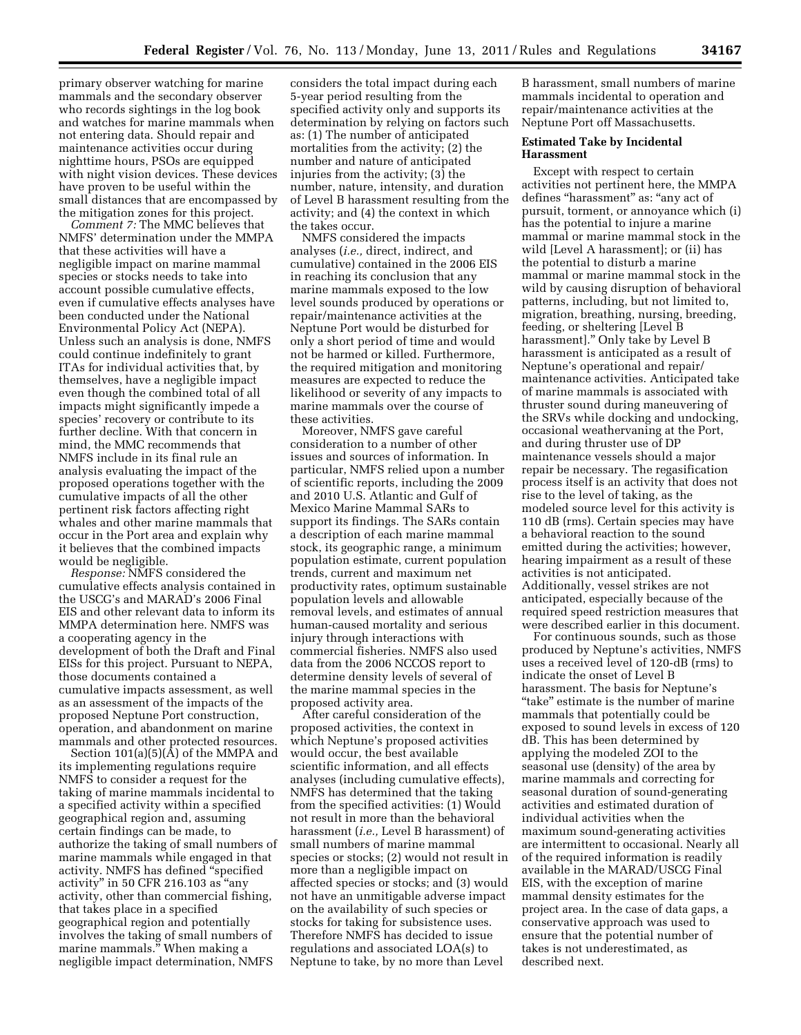primary observer watching for marine mammals and the secondary observer who records sightings in the log book and watches for marine mammals when not entering data. Should repair and maintenance activities occur during nighttime hours, PSOs are equipped with night vision devices. These devices have proven to be useful within the small distances that are encompassed by the mitigation zones for this project.

*Comment 7:* The MMC believes that NMFS' determination under the MMPA that these activities will have a negligible impact on marine mammal species or stocks needs to take into account possible cumulative effects, even if cumulative effects analyses have been conducted under the National Environmental Policy Act (NEPA). Unless such an analysis is done, NMFS could continue indefinitely to grant ITAs for individual activities that, by themselves, have a negligible impact even though the combined total of all impacts might significantly impede a species' recovery or contribute to its further decline. With that concern in mind, the MMC recommends that NMFS include in its final rule an analysis evaluating the impact of the proposed operations together with the cumulative impacts of all the other pertinent risk factors affecting right whales and other marine mammals that occur in the Port area and explain why it believes that the combined impacts would be negligible.

*Response:* NMFS considered the cumulative effects analysis contained in the USCG's and MARAD's 2006 Final EIS and other relevant data to inform its MMPA determination here. NMFS was a cooperating agency in the development of both the Draft and Final EISs for this project. Pursuant to NEPA, those documents contained a cumulative impacts assessment, as well as an assessment of the impacts of the proposed Neptune Port construction, operation, and abandonment on marine mammals and other protected resources.

Section 101(a)(5)(A) of the MMPA and its implementing regulations require NMFS to consider a request for the taking of marine mammals incidental to a specified activity within a specified geographical region and, assuming certain findings can be made, to authorize the taking of small numbers of marine mammals while engaged in that activity. NMFS has defined "specified activity" in 50 CFR 216.103 as "any activity, other than commercial fishing, that takes place in a specified geographical region and potentially involves the taking of small numbers of marine mammals." When making a negligible impact determination, NMFS considers the total impact during each 5-year period resulting from the specified activity only and supports its determination by relying on factors such as: (1) The number of anticipated mortalities from the activity; (2) the number and nature of anticipated injuries from the activity; (3) the number, nature, intensity, and duration of Level B harassment resulting from the activity; and (4) the context in which the takes occur.

NMFS considered the impacts analyses (*i.e.,* direct, indirect, and cumulative) contained in the 2006 EIS in reaching its conclusion that any marine mammals exposed to the low level sounds produced by operations or repair/maintenance activities at the Neptune Port would be disturbed for only a short period of time and would not be harmed or killed. Furthermore, the required mitigation and monitoring measures are expected to reduce the likelihood or severity of any impacts to marine mammals over the course of these activities.

Moreover, NMFS gave careful consideration to a number of other issues and sources of information. In particular, NMFS relied upon a number of scientific reports, including the 2009 and 2010 U.S. Atlantic and Gulf of Mexico Marine Mammal SARs to support its findings. The SARs contain a description of each marine mammal stock, its geographic range, a minimum population estimate, current population trends, current and maximum net productivity rates, optimum sustainable population levels and allowable removal levels, and estimates of annual human-caused mortality and serious injury through interactions with commercial fisheries. NMFS also used data from the 2006 NCCOS report to determine density levels of several of the marine mammal species in the proposed activity area.

After careful consideration of the proposed activities, the context in which Neptune's proposed activities would occur, the best available scientific information, and all effects analyses (including cumulative effects), NMFS has determined that the taking from the specified activities: (1) Would not result in more than the behavioral harassment (*i.e.,* Level B harassment) of small numbers of marine mammal species or stocks; (2) would not result in more than a negligible impact on affected species or stocks; and (3) would not have an unmitigable adverse impact on the availability of such species or stocks for taking for subsistence uses. Therefore NMFS has decided to issue regulations and associated LOA(s) to Neptune to take, by no more than Level B harassment, small numbers of marine mammals incidental to operation and repair/maintenance activities at the Neptune Port off Massachusetts.

### Estimated Take by Incidental Harassment

Except with respect to certain activities not pertinent here, the MMPA defines "harassment" as: "any act of pursuit, torment, or annoyance which (i) has the potential to injure a marine mammal or marine mammal stock in the wild [Level A harassment]; or (ii) has the potential to disturb a marine mammal or marine mammal stock in the wild by causing disruption of behavioral patterns, including, but not limited to, migration, breathing, nursing, breeding, feeding, or sheltering [Level B harassment]." Only take by Level B harassment is anticipated as a result of Neptune's operational and repair/maintenance activities. Anticipated take of marine mammals is associated with thruster sound during maneuvering of the SRVs while docking and undocking, occasional weathervaning at the Port, and during thruster use of DP maintenance vessels should a major repair be necessary. The regasification process itself is an activity that does not rise to the level of taking, as the modeled source level for this activity is 110 dB (rms). Certain species may have a behavioral reaction to the sound emitted during the activities; however, hearing impairment as a result of these activities is not anticipated. Additionally, vessel strikes are not anticipated, especially because of the required speed restriction measures that were described earlier in this document.

For continuous sounds, such as those produced by Neptune's activities, NMFS uses a received level of 120-dB (rms) to indicate the onset of Level B harassment. The basis for Neptune's "take" estimate is the number of marine mammals that potentially could be exposed to sound levels in excess of 120 dB. This has been determined by applying the modeled ZOI to the seasonal use (density) of the area by marine mammals and correcting for seasonal duration of sound-generating activities and estimated duration of individual activities when the maximum sound-generating activities are intermittent to occasional. Nearly all of the required information is readily available in the MARAD/USCG Final EIS, with the exception of marine mammal density estimates for the project area. In the case of data gaps, a conservative approach was used to ensure that the potential number of takes is not underestimated, as described next.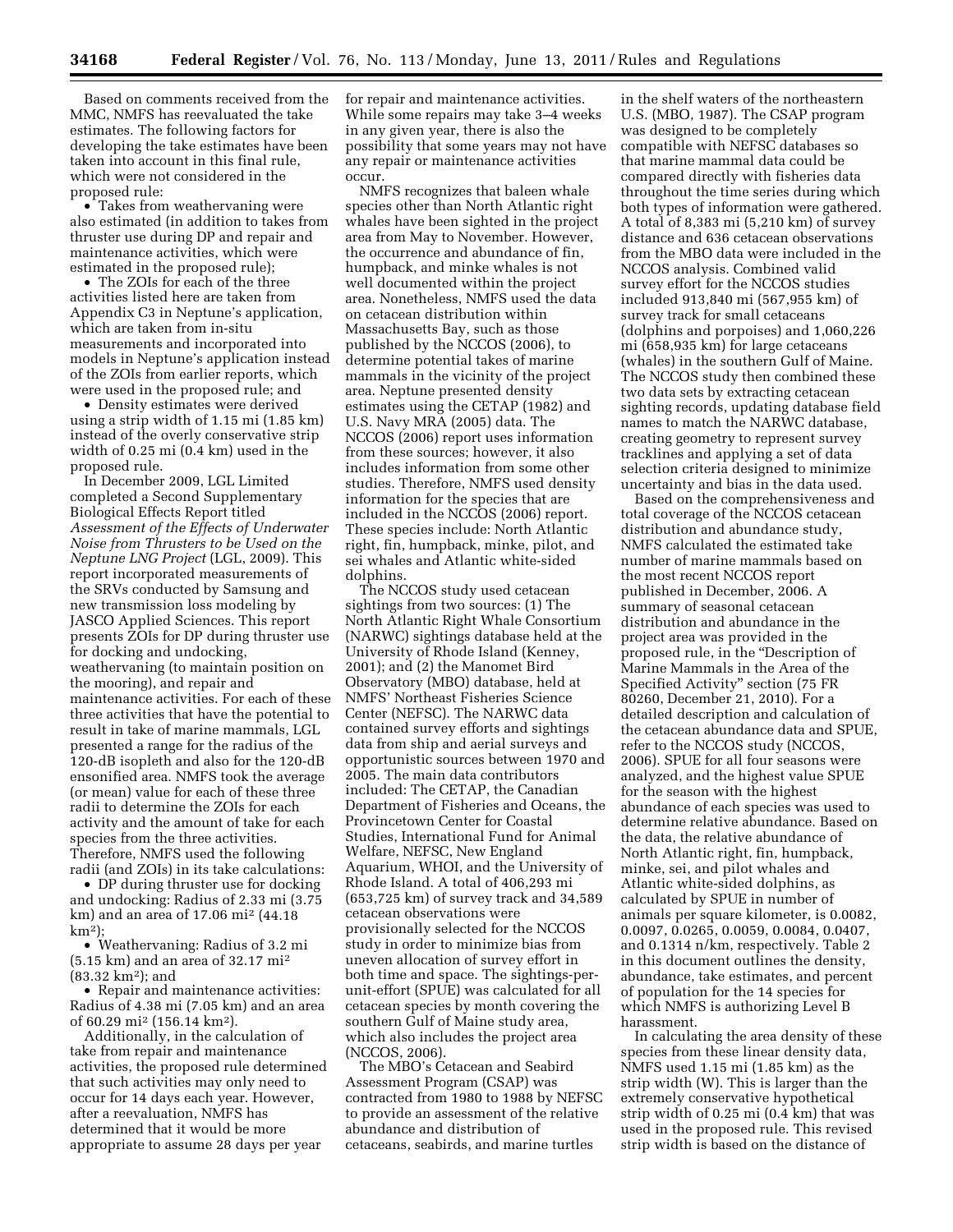Based on comments received from the MMC, NMFS has reevaluated the take estimates. The following factors for developing the take estimates have been taken into account in this final rule, which were not considered in the proposed rule:

- Takes from weathervaning were also estimated (in addition to takes from thruster use during DP and repair and maintenance activities, which were estimated in the proposed rule);
- The ZOIs for each of the three activities listed here are taken from Appendix C3 in Neptune's application, which are taken from in-situ measurements and incorporated into models in Neptune's application instead of the ZOIs from earlier reports, which were used in the proposed rule; and
- Density estimates were derived using a strip width of 1.15 mi (1.85 km) instead of the overly conservative strip width of 0.25 mi (0.4 km) used in the proposed rule.

In December 2009, LGL Limited completed a Second Supplementary Biological Effects Report titled *Assessment of the Effects of Underwater Noise from Thrusters to be Used on the Neptune LNG Project* (LGL, 2009). This report incorporated measurements of the SRVs conducted by Samsung and new transmission loss modeling by JASCO Applied Sciences. This report presents ZOIs for DP during thruster use for docking and undocking, weathervaning (to maintain position on the mooring), and repair and maintenance activities. For each of these three activities that have the potential to result in take of marine mammals, LGL presented a range for the radius of the 120-dB isopleth and also for the 120-dB ensonified area. NMFS took the average (or mean) value for each of these three radii to determine the ZOIs for each activity and the amount of take for each species from the three activities. Therefore, NMFS used the following radii (and ZOIs) in its take calculations:

- DP during thruster use for docking and undocking: Radius of 2.33 mi (3.75 km) and an area of 17.06 mi$^2$ (44.18 km$^2$);
- Weathervaning: Radius of 3.2 mi (5.15 km) and an area of 32.17 mi$^2$ (83.32 km$^2$); and
- Repair and maintenance activities: Radius of 4.38 mi (7.05 km) and an area of 60.29 mi$^2$ (156.14 km$^2$).

Additionally, in the calculation of take from repair and maintenance activities, the proposed rule determined that such activities may only need to occur for 14 days each year. However, after a reevaluation, NMFS has determined that it would be more appropriate to assume 28 days per year for repair and maintenance activities. While some repairs may take 3–4 weeks in any given year, there is also the possibility that some years may not have any repair or maintenance activities occur.

NMFS recognizes that baleen whale species other than North Atlantic right whales have been sighted in the project area from May to November. However, the occurrence and abundance of fin, humpback, and minke whales is not well documented within the project area. Nonetheless, NMFS used the data on cetacean distribution within Massachusetts Bay, such as those published by the NCCOS (2006), to determine potential takes of marine mammals in the vicinity of the project area. Neptune presented density estimates using the CETAP (1982) and U.S. Navy MRA (2005) data. The NCCOS (2006) report uses information from these sources; however, it also includes information from some other studies. Therefore, NMFS used density information for the species that are included in the NCCOS (2006) report. These species include: North Atlantic right, fin, humpback, minke, pilot, and sei whales and Atlantic white-sided dolphins.

The NCCOS study used cetacean sightings from two sources: (1) The North Atlantic Right Whale Consortium (NARWC) sightings database held at the University of Rhode Island (Kenney, 2001); and (2) the Manomet Bird Observatory (MBO) database, held at NMFS' Northeast Fisheries Science Center (NEFSC). The NARWC data contained survey efforts and sightings data from ship and aerial surveys and opportunistic sources between 1970 and 2005. The main data contributors included: The CETAP, the Canadian Department of Fisheries and Oceans, the Provincetown Center for Coastal Studies, International Fund for Animal Welfare, NEFSC, New England Aquarium, WHOI, and the University of Rhode Island. A total of 406,293 mi (653,725 km) of survey track and 34,589 cetacean observations were provisionally selected for the NCCOS study in order to minimize bias from uneven allocation of survey effort in both time and space. The sightings-per-unit-effort (SPUE) was calculated for all cetacean species by month covering the southern Gulf of Maine study area, which also includes the project area (NCCOS, 2006).

The MBO's Cetacean and Seabird Assessment Program (CSAP) was contracted from 1980 to 1988 by NEFSC to provide an assessment of the relative abundance and distribution of cetaceans, seabirds, and marine turtles in the shelf waters of the northeastern U.S. (MBO, 1987). The CSAP program was designed to be completely compatible with NEFSC databases so that marine mammal data could be compared directly with fisheries data throughout the time series during which both types of information were gathered. A total of 8,383 mi (5,210 km) of survey distance and 636 cetacean observations from the MBO data were included in the NCCOS analysis. Combined valid survey effort for the NCCOS studies included 913,840 mi (567,955 km) of survey track for small cetaceans (dolphins and porpoises) and 1,060,226 mi (658,935 km) for large cetaceans (whales) in the southern Gulf of Maine. The NCCOS study then combined these two data sets by extracting cetacean sighting records, updating database field names to match the NARWC database, creating geometry to represent survey tracklines and applying a set of data selection criteria designed to minimize uncertainty and bias in the data used.

Based on the comprehensiveness and total coverage of the NCCOS cetacean distribution and abundance study, NMFS calculated the estimated take number of marine mammals based on the most recent NCCOS report published in December, 2006. A summary of seasonal cetacean distribution and abundance in the project area was provided in the proposed rule, in the "Description of Marine Mammals in the Area of the Specified Activity" section (75 FR 80260, December 21, 2010). For a detailed description and calculation of the cetacean abundance data and SPUE, refer to the NCCOS study (NCCOS, 2006). SPUE for all four seasons were analyzed, and the highest value SPUE for the season with the highest abundance of each species was used to determine relative abundance. Based on the data, the relative abundance of North Atlantic right, fin, humpback, minke, sei, and pilot whales and Atlantic white-sided dolphins, as calculated by SPUE in number of animals per square kilometer, is 0.0082, 0.0097, 0.0265, 0.0059, 0.0084, 0.0407, and 0.1314 n/km, respectively. Table 2 in this document outlines the density, abundance, take estimates, and percent of population for the 14 species for which NMFS is authorizing Level B harassment.

In calculating the area density of these species from these linear density data, NMFS used 1.15 mi (1.85 km) as the strip width (W). This is larger than the extremely conservative hypothetical strip width of 0.25 mi (0.4 km) that was used in the proposed rule. This revised strip width is based on the distance of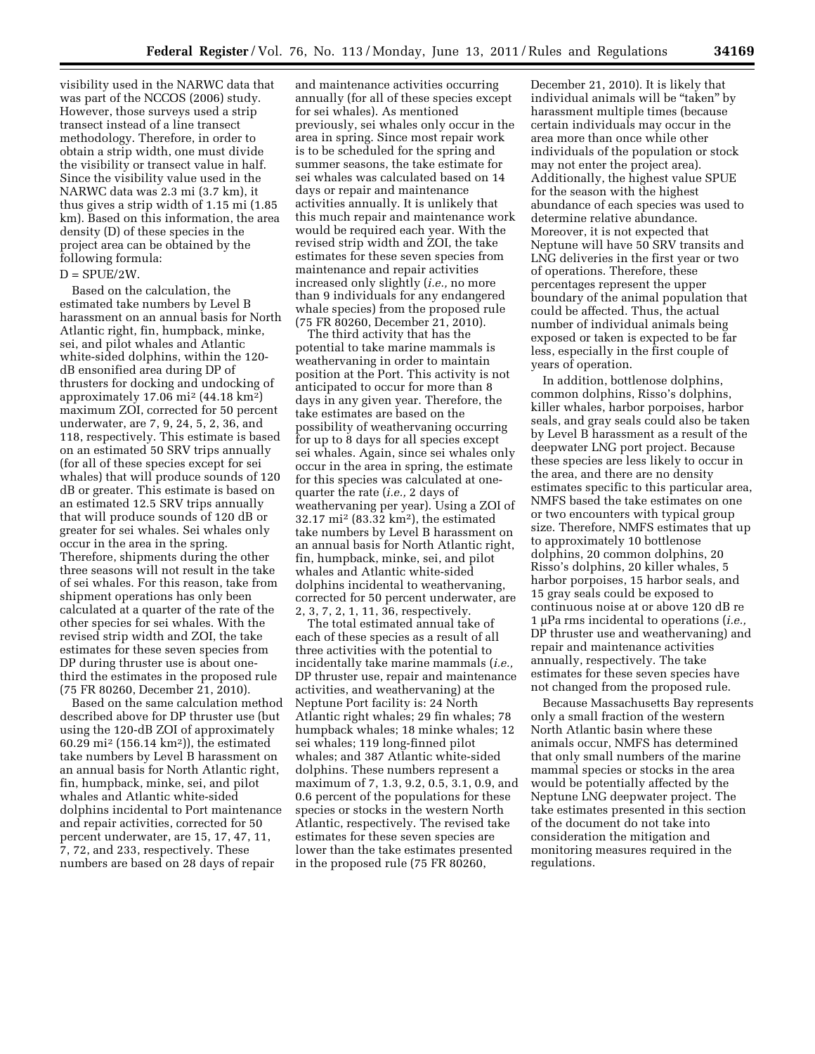visibility used in the NARWC data that was part of the NCCOS (2006) study. However, those surveys used a strip transect instead of a line transect methodology. Therefore, in order to obtain a strip width, one must divide the visibility or transect value in half. Since the visibility value used in the NARWC data was 2.3 mi (3.7 km), it thus gives a strip width of 1.15 mi (1.85 km). Based on this information, the area density (D) of these species in the project area can be obtained by the following formula:

$D = SPUE/2W$.

Based on the calculation, the estimated take numbers by Level B harassment on an annual basis for North Atlantic right, fin, humpback, minke, sei, and pilot whales and Atlantic white-sided dolphins, within the 120-dB ensonified area during DP of thrusters for docking and undocking of approximately 17.06 mi$^2$ (44.18 km$^2$) maximum ZOI, corrected for 50 percent underwater, are 7, 9, 24, 5, 2, 36, and 118, respectively. This estimate is based on an estimated 50 SRV trips annually (for all of these species except for sei whales) that will produce sounds of 120 dB or greater. This estimate is based on an estimated 12.5 SRV trips annually that will produce sounds of 120 dB or greater for sei whales. Sei whales only occur in the area in the spring. Therefore, shipments during the other three seasons will not result in the take of sei whales. For this reason, take from shipment operations has only been calculated at a quarter of the rate of the other species for sei whales. With the revised strip width and ZOI, the take estimates for these seven species from DP during thruster use is about one-third the estimates in the proposed rule (75 FR 80260, December 21, 2010).

Based on the same calculation method described above for DP thruster use (but using the 120-dB ZOI of approximately 60.29 mi$^2$ (156.14 km$^2$)), the estimated take numbers by Level B harassment on an annual basis for North Atlantic right, fin, humpback, minke, sei, and pilot whales and Atlantic white-sided dolphins incidental to Port maintenance and repair activities, corrected for 50 percent underwater, are 15, 17, 47, 11, 7, 72, and 233, respectively. These numbers are based on 28 days of repair and maintenance activities occurring annually (for all of these species except for sei whales). As mentioned previously, sei whales only occur in the area in spring. Since most repair work is to be scheduled for the spring and summer seasons, the take estimate for sei whales was calculated based on 14 days or repair and maintenance activities annually. It is unlikely that this much repair and maintenance work would be required each year. With the revised strip width and ZOI, the take estimates for these seven species from maintenance and repair activities increased only slightly (*i.e.,* no more than 9 individuals for any endangered whale species) from the proposed rule (75 FR 80260, December 21, 2010).

The third activity that has the potential to take marine mammals is weathervaning in order to maintain position at the Port. This activity is not anticipated to occur for more than 8 days in any given year. Therefore, the take estimates are based on the possibility of weathervaning occurring for up to 8 days for all species except sei whales. Again, since sei whales only occur in the area in spring, the estimate for this species was calculated at one-quarter the rate (*i.e.,* 2 days of weathervaning per year). Using a ZOI of 32.17 mi$^2$ (83.32 km$^2$), the estimated take numbers by Level B harassment on an annual basis for North Atlantic right, fin, humpback, minke, sei, and pilot whales and Atlantic white-sided dolphins incidental to weathervaning, corrected for 50 percent underwater, are 2, 3, 7, 2, 1, 11, 36, respectively.

The total estimated annual take of each of these species as a result of all three activities with the potential to incidentally take marine mammals (*i.e.,* DP thruster use, repair and maintenance activities, and weathervaning) at the Neptune Port facility is: 24 North Atlantic right whales; 29 fin whales; 78 humpback whales; 18 minke whales; 12 sei whales; 119 long-finned pilot whales; and 387 Atlantic white-sided dolphins. These numbers represent a maximum of 7, 1.3, 9.2, 0.5, 3.1, 0.9, and 0.6 percent of the populations for these species or stocks in the western North Atlantic, respectively. The revised take estimates for these seven species are lower than the take estimates presented in the proposed rule (75 FR 80260, December 21, 2010). It is likely that individual animals will be "taken" by harassment multiple times (because certain individuals may occur in the area more than once while other individuals of the population or stock may not enter the project area). Additionally, the highest value SPUE for the season with the highest abundance of each species was used to determine relative abundance. Moreover, it is not expected that Neptune will have 50 SRV transits and LNG deliveries in the first year or two of operations. Therefore, these percentages represent the upper boundary of the animal population that could be affected. Thus, the actual number of individual animals being exposed or taken is expected to be far less, especially in the first couple of years of operation.

In addition, bottlenose dolphins, common dolphins, Risso's dolphins, killer whales, harbor porpoises, harbor seals, and gray seals could also be taken by Level B harassment as a result of the deepwater LNG port project. Because these species are less likely to occur in the area, and there are no density estimates specific to this particular area, NMFS based the take estimates on one or two encounters with typical group size. Therefore, NMFS estimates that up to approximately 10 bottlenose dolphins, 20 common dolphins, 20 Risso's dolphins, 20 killer whales, 5 harbor porpoises, 15 harbor seals, and 15 gray seals could be exposed to continuous noise at or above 120 dB re 1 μPa rms incidental to operations (*i.e.,* DP thruster use and weathervaning) and repair and maintenance activities annually, respectively. The take estimates for these seven species have not changed from the proposed rule.

Because Massachusetts Bay represents only a small fraction of the western North Atlantic basin where these animals occur, NMFS has determined that only small numbers of the marine mammal species or stocks in the area would be potentially affected by the Neptune LNG deepwater project. The take estimates presented in this section of the document do not take into consideration the mitigation and monitoring measures required in the regulations.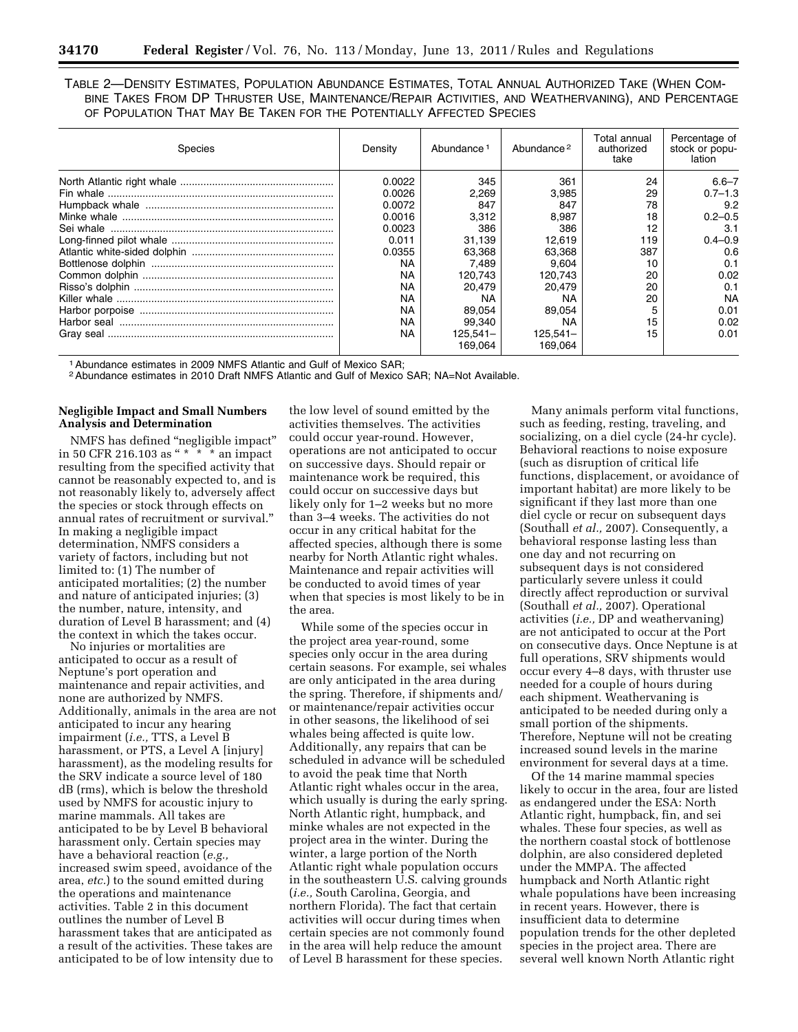TABLE 2—DENSITY ESTIMATES, POPULATION ABUNDANCE ESTIMATES, TOTAL ANNUAL AUTHORIZED TAKE (WHEN COMBINE TAKES FROM DP THRUSTER USE, MAINTENANCE/REPAIR ACTIVITIES, AND WEATHERVANING), AND PERCENTAGE OF POPULATION THAT MAY BE TAKEN FOR THE POTENTIALLY AFFECTED SPECIES

| Species | Density | Abundance [1] | Abundance [2] | Total annual authorized take | Percentage of stock or population |
|---|---|---|---|---|---|
| North Atlantic right whale | 0.0022 | 345 | 361 | 24 | 6.6–7 |
| Fin whale | 0.0026 | 2,269 | 3,985 | 29 | 0.7–1.3 |
| Humpback whale | 0.0072 | 847 | 847 | 78 | 9.2 |
| Minke whale | 0.0016 | 3,312 | 8,987 | 18 | 0.2–0.5 |
| Sei whale | 0.0023 | 386 | 386 | 12 | 3.1 |
| Long-finned pilot whale | 0.011 | 31,139 | 12,619 | 119 | 0.4–0.9 |
| Atlantic white-sided dolphin | 0.0355 | 63,368 | 63,368 | 387 | 0.6 |
| Bottlenose dolphin | NA | 7,489 | 9,604 | 10 | 0.1 |
| Common dolphin | NA | 120,743 | 120,743 | 20 | 0.02 |
| Risso's dolphin | NA | 20,479 | 20,479 | 20 | 0.1 |
| Killer whale | NA | NA | NA | 20 | NA |
| Harbor porpoise | NA | 89,054 | 89,054 | 5 | 0.01 |
| Harbor seal | NA | 99,340 | NA | 15 | 0.02 |
| Gray seal | NA | 125,541–169,064 | 125,541–169,064 | 15 | 0.01 |

[1] Abundance estimates in 2009 NMFS Atlantic and Gulf of Mexico SAR;
[2] Abundance estimates in 2010 Draft NMFS Atlantic and Gulf of Mexico SAR; NA=Not Available.

**Negligible Impact and Small Numbers Analysis and Determination**

NMFS has defined "negligible impact" in 50 CFR 216.103 as "* * * an impact resulting from the specified activity that cannot be reasonably expected to, and is not reasonably likely to, adversely affect the species or stock through effects on annual rates of recruitment or survival." In making a negligible impact determination, NMFS considers a variety of factors, including but not limited to: (1) The number of anticipated mortalities; (2) the number and nature of anticipated injuries; (3) the number, nature, intensity, and duration of Level B harassment; and (4) the context in which the takes occur.

No injuries or mortalities are anticipated to occur as a result of Neptune's port operation and maintenance and repair activities, and none are authorized by NMFS. Additionally, animals in the area are not anticipated to incur any hearing impairment (*i.e.,* TTS, a Level B harassment, or PTS, a Level A [injury] harassment), as the modeling results for the SRV indicate a source level of 180 dB (rms), which is below the threshold used by NMFS for acoustic injury to marine mammals. All takes are anticipated to be by Level B behavioral harassment only. Certain species may have a behavioral reaction (*e.g.,* increased swim speed, avoidance of the area, *etc.*) to the sound emitted during the operations and maintenance activities. Table 2 in this document outlines the number of Level B harassment takes that are anticipated as a result of the activities. These takes are anticipated to be of low intensity due to the low level of sound emitted by the activities themselves. The activities could occur year-round. However, operations are not anticipated to occur on successive days. Should repair or maintenance work be required, this could occur on successive days but likely only for 1–2 weeks but no more than 3–4 weeks. The activities do not occur in any critical habitat for the affected species, although there is some nearby for North Atlantic right whales. Maintenance and repair activities will be conducted to avoid times of year when that species is most likely to be in the area.

While some of the species occur in the project area year-round, some species only occur in the area during certain seasons. For example, sei whales are only anticipated in the area during the spring. Therefore, if shipments and/or maintenance/repair activities occur in other seasons, the likelihood of sei whales being affected is quite low. Additionally, any repairs that can be scheduled in advance will be scheduled to avoid the peak time that North Atlantic right whales occur in the area, which usually is during the early spring. North Atlantic right, humpback, and minke whales are not expected in the project area in the winter. During the winter, a large portion of the North Atlantic right whale population occurs in the southeastern U.S. calving grounds (*i.e.,* South Carolina, Georgia, and northern Florida). The fact that certain activities will occur during times when certain species are not commonly found in the area will help reduce the amount of Level B harassment for these species.

Many animals perform vital functions, such as feeding, resting, traveling, and socializing, on a diel cycle (24-hr cycle). Behavioral reactions to noise exposure (such as disruption of critical life functions, displacement, or avoidance of important habitat) are more likely to be significant if they last more than one diel cycle or recur on subsequent days (Southall *et al.,* 2007). Consequently, a behavioral response lasting less than one day and not recurring on subsequent days is not considered particularly severe unless it could directly affect reproduction or survival (Southall *et al.,* 2007). Operational activities (*i.e.,* DP and weathervaning) are not anticipated to occur at the Port on consecutive days. Once Neptune is at full operations, SRV shipments would occur every 4–8 days, with thruster use needed for a couple of hours during each shipment. Weathervaning is anticipated to be needed during only a small portion of the shipments. Therefore, Neptune will not be creating increased sound levels in the marine environment for several days at a time.

Of the 14 marine mammal species likely to occur in the area, four are listed as endangered under the ESA: North Atlantic right, humpback, fin, and sei whales. These four species, as well as the northern coastal stock of bottlenose dolphin, are also considered depleted under the MMPA. The affected humpback and North Atlantic right whale populations have been increasing in recent years. However, there is insufficient data to determine population trends for the other depleted species in the project area. There are several well known North Atlantic right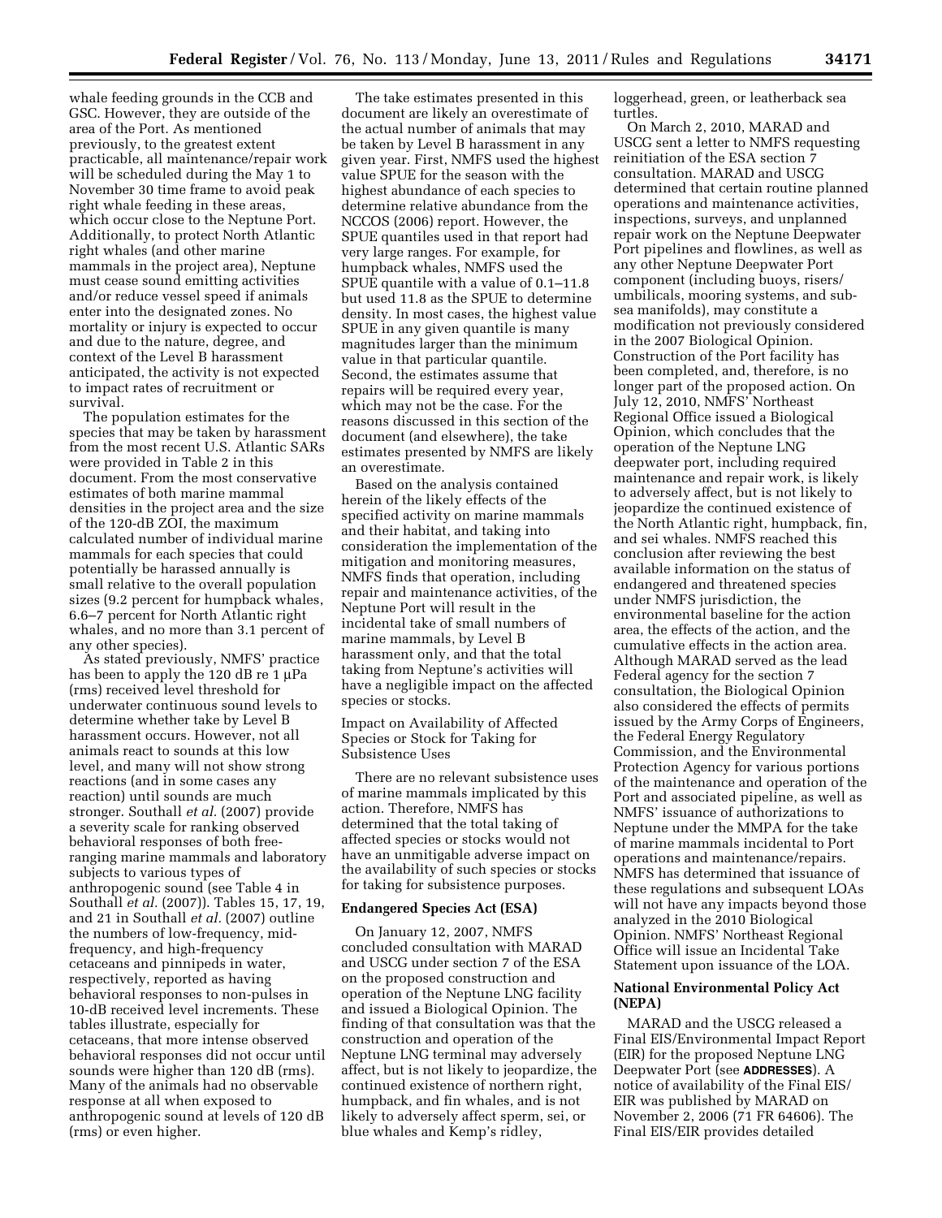whale feeding grounds in the CCB and GSC. However, they are outside of the area of the Port. As mentioned previously, to the greatest extent practicable, all maintenance/repair work will be scheduled during the May 1 to November 30 time frame to avoid peak right whale feeding in these areas, which occur close to the Neptune Port. Additionally, to protect North Atlantic right whales (and other marine mammals in the project area), Neptune must cease sound emitting activities and/or reduce vessel speed if animals enter into the designated zones. No mortality or injury is expected to occur and due to the nature, degree, and context of the Level B harassment anticipated, the activity is not expected to impact rates of recruitment or survival.

The population estimates for the species that may be taken by harassment from the most recent U.S. Atlantic SARs were provided in Table 2 in this document. From the most conservative estimates of both marine mammal densities in the project area and the size of the 120-dB ZOI, the maximum calculated number of individual marine mammals for each species that could potentially be harassed annually is small relative to the overall population sizes (9.2 percent for humpback whales, 6.6–7 percent for North Atlantic right whales, and no more than 3.1 percent of any other species).

As stated previously, NMFS' practice has been to apply the 120 dB re 1 μPa (rms) received level threshold for underwater continuous sound levels to determine whether take by Level B harassment occurs. However, not all animals react to sounds at this low level, and many will not show strong reactions (and in some cases any reaction) until sounds are much stronger. Southall *et al.* (2007) provide a severity scale for ranking observed behavioral responses of both free-ranging marine mammals and laboratory subjects to various types of anthropogenic sound (see Table 4 in Southall *et al.* (2007)). Tables 15, 17, 19, and 21 in Southall *et al.* (2007) outline the numbers of low-frequency, mid-frequency, and high-frequency cetaceans and pinnipeds in water, respectively, reported as having behavioral responses to non-pulses in 10-dB received level increments. These tables illustrate, especially for cetaceans, that more intense observed behavioral responses did not occur until sounds were higher than 120 dB (rms). Many of the animals had no observable response at all when exposed to anthropogenic sound at levels of 120 dB (rms) or even higher.

The take estimates presented in this document are likely an overestimate of the actual number of animals that may be taken by Level B harassment in any given year. First, NMFS used the highest value SPUE for the season with the highest abundance of each species to determine relative abundance from the NCCOS (2006) report. However, the SPUE quantiles used in that report had very large ranges. For example, for humpback whales, NMFS used the SPUE quantile with a value of 0.1–11.8 but used 11.8 as the SPUE to determine density. In most cases, the highest value SPUE in any given quantile is many magnitudes larger than the minimum value in that particular quantile. Second, the estimates assume that repairs will be required every year, which may not be the case. For the reasons discussed in this section of the document (and elsewhere), the take estimates presented by NMFS are likely an overestimate.

Based on the analysis contained herein of the likely effects of the specified activity on marine mammals and their habitat, and taking into consideration the implementation of the mitigation and monitoring measures, NMFS finds that operation, including repair and maintenance activities, of the Neptune Port will result in the incidental take of small numbers of marine mammals, by Level B harassment only, and that the total taking from Neptune's activities will have a negligible impact on the affected species or stocks.

Impact on Availability of Affected Species or Stock for Taking for Subsistence Uses

There are no relevant subsistence uses of marine mammals implicated by this action. Therefore, NMFS has determined that the total taking of affected species or stocks would not have an unmitigable adverse impact on the availability of such species or stocks for taking for subsistence purposes.

## Endangered Species Act (ESA)

On January 12, 2007, NMFS concluded consultation with MARAD and USCG under section 7 of the ESA on the proposed construction and operation of the Neptune LNG facility and issued a Biological Opinion. The finding of that consultation was that the construction and operation of the Neptune LNG terminal may adversely affect, but is not likely to jeopardize, the continued existence of northern right, humpback, and fin whales, and is not likely to adversely affect sperm, sei, or blue whales and Kemp's ridley, loggerhead, green, or leatherback sea turtles.

On March 2, 2010, MARAD and USCG sent a letter to NMFS requesting reinitiation of the ESA section 7 consultation. MARAD and USCG determined that certain routine planned operations and maintenance activities, inspections, surveys, and unplanned repair work on the Neptune Deepwater Port pipelines and flowlines, as well as any other Neptune Deepwater Port component (including buoys, risers/umbilicals, mooring systems, and sub-sea manifolds), may constitute a modification not previously considered in the 2007 Biological Opinion. Construction of the Port facility has been completed, and, therefore, is no longer part of the proposed action. On July 12, 2010, NMFS' Northeast Regional Office issued a Biological Opinion, which concludes that the operation of the Neptune LNG deepwater port, including required maintenance and repair work, is likely to adversely affect, but is not likely to jeopardize the continued existence of the North Atlantic right, humpback, fin, and sei whales. NMFS reached this conclusion after reviewing the best available information on the status of endangered and threatened species under NMFS jurisdiction, the environmental baseline for the action area, the effects of the action, and the cumulative effects in the action area. Although MARAD served as the lead Federal agency for the section 7 consultation, the Biological Opinion also considered the effects of permits issued by the Army Corps of Engineers, the Federal Energy Regulatory Commission, and the Environmental Protection Agency for various portions of the maintenance and operation of the Port and associated pipeline, as well as NMFS' issuance of authorizations to Neptune under the MMPA for the take of marine mammals incidental to Port operations and maintenance/repairs. NMFS has determined that issuance of these regulations and subsequent LOAs will not have any impacts beyond those analyzed in the 2010 Biological Opinion. NMFS' Northeast Regional Office will issue an Incidental Take Statement upon issuance of the LOA.

## National Environmental Policy Act (NEPA)

MARAD and the USCG released a Final EIS/Environmental Impact Report (EIR) for the proposed Neptune LNG Deepwater Port (see **ADDRESSES**). A notice of availability of the Final EIS/EIR was published by MARAD on November 2, 2006 (71 FR 64606). The Final EIS/EIR provides detailed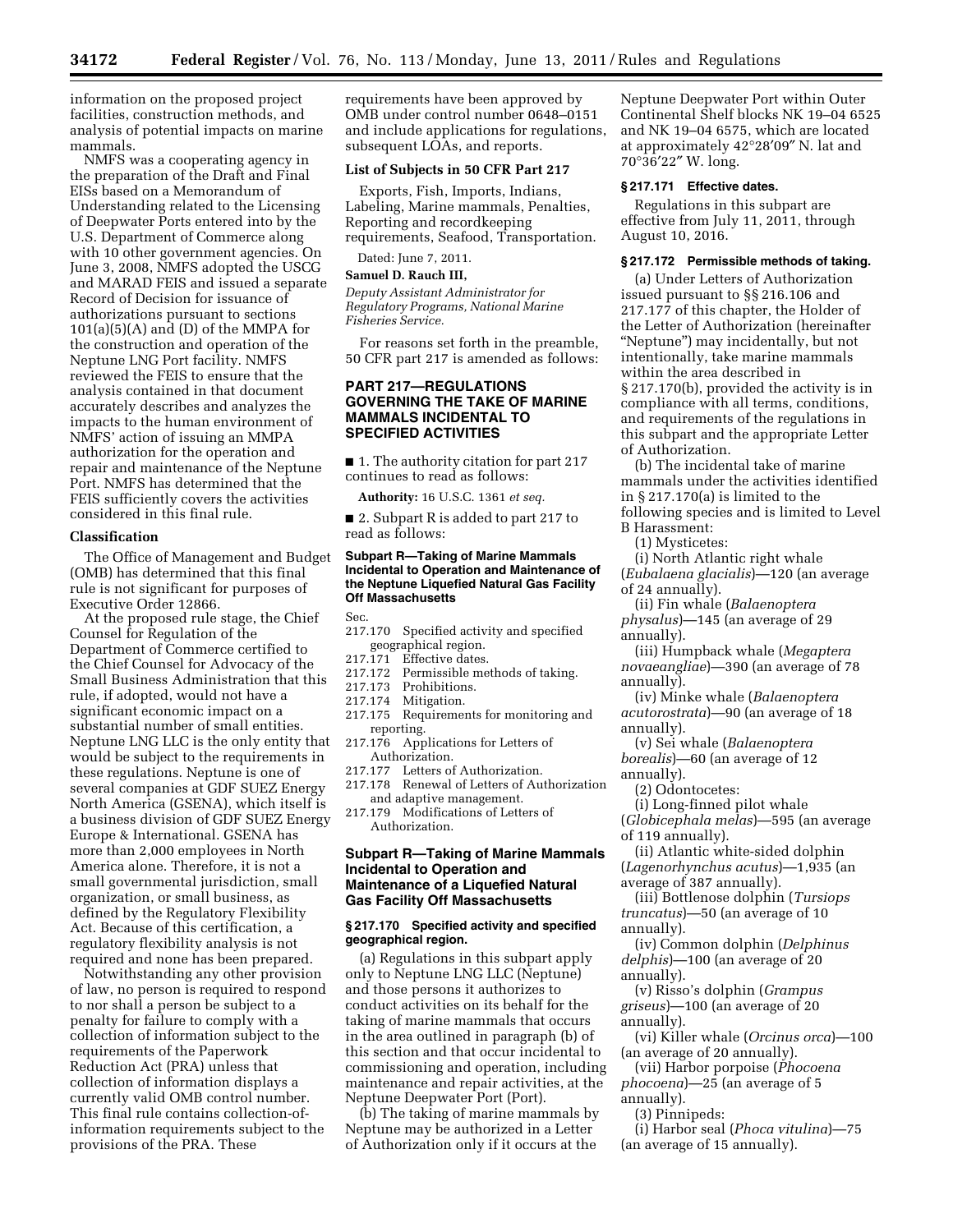information on the proposed project facilities, construction methods, and analysis of potential impacts on marine mammals.

NMFS was a cooperating agency in the preparation of the Draft and Final EISs based on a Memorandum of Understanding related to the Licensing of Deepwater Ports entered into by the U.S. Department of Commerce along with 10 other government agencies. On June 3, 2008, NMFS adopted the USCG and MARAD FEIS and issued a separate Record of Decision for issuance of authorizations pursuant to sections 101(a)(5)(A) and (D) of the MMPA for the construction and operation of the Neptune LNG Port facility. NMFS reviewed the FEIS to ensure that the analysis contained in that document accurately describes and analyzes the impacts to the human environment of NMFS' action of issuing an MMPA authorization for the operation and repair and maintenance of the Neptune Port. NMFS has determined that the FEIS sufficiently covers the activities considered in this final rule.

### Classification

The Office of Management and Budget (OMB) has determined that this final rule is not significant for purposes of Executive Order 12866.

At the proposed rule stage, the Chief Counsel for Regulation of the Department of Commerce certified to the Chief Counsel for Advocacy of the Small Business Administration that this rule, if adopted, would not have a significant economic impact on a substantial number of small entities. Neptune LNG LLC is the only entity that would be subject to the requirements in these regulations. Neptune is one of several companies at GDF SUEZ Energy North America (GSENA), which itself is a business division of GDF SUEZ Energy Europe & International. GSENA has more than 2,000 employees in North America alone. Therefore, it is not a small governmental jurisdiction, small organization, or small business, as defined by the Regulatory Flexibility Act. Because of this certification, a regulatory flexibility analysis is not required and none has been prepared.

Notwithstanding any other provision of law, no person is required to respond to nor shall a person be subject to a penalty for failure to comply with a collection of information subject to the requirements of the Paperwork Reduction Act (PRA) unless that collection of information displays a currently valid OMB control number. This final rule contains collection-of-information requirements subject to the provisions of the PRA. These requirements have been approved by OMB under control number 0648–0151 and include applications for regulations, subsequent LOAs, and reports.

### List of Subjects in 50 CFR Part 217

Exports, Fish, Imports, Indians, Labeling, Marine mammals, Penalties, Reporting and recordkeeping requirements, Seafood, Transportation.

Dated: June 7, 2011.

**Samuel D. Rauch III,**

*Deputy Assistant Administrator for Regulatory Programs, National Marine Fisheries Service.*

For reasons set forth in the preamble, 50 CFR part 217 is amended as follows:

## PART 217—REGULATIONS GOVERNING THE TAKE OF MARINE MAMMALS INCIDENTAL TO SPECIFIED ACTIVITIES

■ 1. The authority citation for part 217 continues to read as follows:

**Authority:** 16 U.S.C. 1361 *et seq.*

■ 2. Subpart R is added to part 217 to read as follows:

### Subpart R—Taking of Marine Mammals Incidental to Operation and Maintenance of the Neptune Liquefied Natural Gas Facility Off Massachusetts

Sec.
217.170 Specified activity and specified geographical region.
217.171 Effective dates.
217.172 Permissible methods of taking.
217.173 Prohibitions.
217.174 Mitigation.
217.175 Requirements for monitoring and reporting.
217.176 Applications for Letters of Authorization.
217.177 Letters of Authorization.
217.178 Renewal of Letters of Authorization and adaptive management.
217.179 Modifications of Letters of Authorization.

### Subpart R—Taking of Marine Mammals Incidental to Operation and Maintenance of a Liquefied Natural Gas Facility Off Massachusetts

#### § 217.170 Specified activity and specified geographical region.

(a) Regulations in this subpart apply only to Neptune LNG LLC (Neptune) and those persons it authorizes to conduct activities on its behalf for the taking of marine mammals that occurs in the area outlined in paragraph (b) of this section and that occur incidental to commissioning and operation, including maintenance and repair activities, at the Neptune Deepwater Port (Port).

(b) The taking of marine mammals by Neptune may be authorized in a Letter of Authorization only if it occurs at the Neptune Deepwater Port within Outer Continental Shelf blocks NK 19–04 6525 and NK 19–04 6575, which are located at approximately 42°28′09″ N. lat and 70°36′22″ W. long.

#### § 217.171 Effective dates.

Regulations in this subpart are effective from July 11, 2011, through August 10, 2016.

#### § 217.172 Permissible methods of taking.

(a) Under Letters of Authorization issued pursuant to §§ 216.106 and 217.177 of this chapter, the Holder of the Letter of Authorization (hereinafter "Neptune") may incidentally, but not intentionally, take marine mammals within the area described in § 217.170(b), provided the activity is in compliance with all terms, conditions, and requirements of the regulations in this subpart and the appropriate Letter of Authorization.

(b) The incidental take of marine mammals under the activities identified in § 217.170(a) is limited to the following species and is limited to Level B Harassment:

(1) Mysticetes:

(i) North Atlantic right whale (*Eubalaena glacialis*)—120 (an average of 24 annually).

(ii) Fin whale (*Balaenoptera physalus*)—145 (an average of 29 annually).

(iii) Humpback whale (*Megaptera novaeangliae*)—390 (an average of 78 annually).

(iv) Minke whale (*Balaenoptera acutorostrata*)—90 (an average of 18 annually).

(v) Sei whale (*Balaenoptera borealis*)—60 (an average of 12 annually).

(2) Odontocetes:

(i) Long-finned pilot whale (*Globicephala melas*)—595 (an average of 119 annually).

(ii) Atlantic white-sided dolphin (*Lagenorhynchus acutus*)—1,935 (an average of 387 annually).

(iii) Bottlenose dolphin (*Tursiops truncatus*)—50 (an average of 10 annually).

(iv) Common dolphin (*Delphinus delphis*)—100 (an average of 20 annually).

(v) Risso's dolphin (*Grampus griseus*)—100 (an average of 20 annually).

(vi) Killer whale (*Orcinus orca*)—100 (an average of 20 annually).

(vii) Harbor porpoise (*Phocoena phocoena*)—25 (an average of 5 annually).

(3) Pinnipeds:

(i) Harbor seal (*Phoca vitulina*)—75 (an average of 15 annually).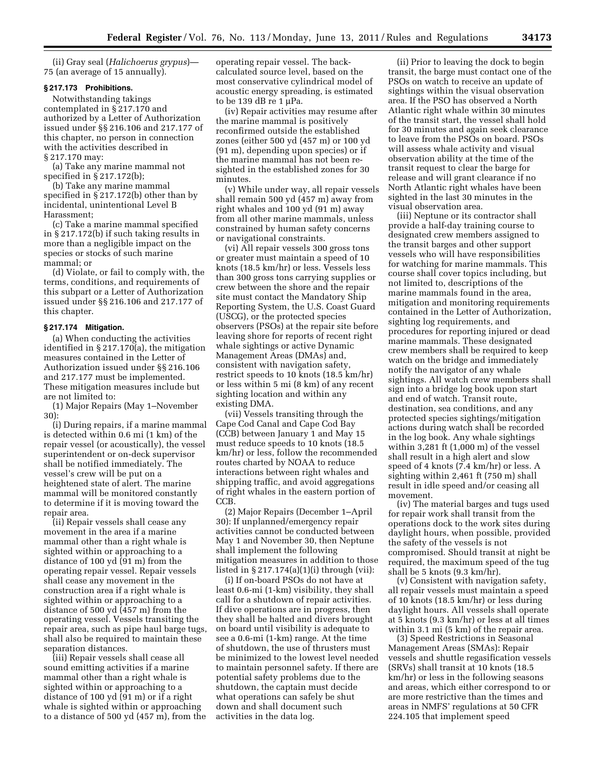(ii) Gray seal (*Halichoerus grypus*)—75 (an average of 15 annually).

### § 217.173 Prohibitions.

Notwithstanding takings contemplated in § 217.170 and authorized by a Letter of Authorization issued under §§ 216.106 and 217.177 of this chapter, no person in connection with the activities described in § 217.170 may:

(a) Take any marine mammal not specified in § 217.172(b);

(b) Take any marine mammal specified in § 217.172(b) other than by incidental, unintentional Level B Harassment;

(c) Take a marine mammal specified in § 217.172(b) if such taking results in more than a negligible impact on the species or stocks of such marine mammal; or

(d) Violate, or fail to comply with, the terms, conditions, and requirements of this subpart or a Letter of Authorization issued under §§ 216.106 and 217.177 of this chapter.

### § 217.174 Mitigation.

(a) When conducting the activities identified in § 217.170(a), the mitigation measures contained in the Letter of Authorization issued under §§ 216.106 and 217.177 must be implemented. These mitigation measures include but are not limited to:

(1) Major Repairs (May 1–November 30):

(i) During repairs, if a marine mammal is detected within 0.6 mi (1 km) of the repair vessel (or acoustically), the vessel superintendent or on-deck supervisor shall be notified immediately. The vessel's crew will be put on a heightened state of alert. The marine mammal will be monitored constantly to determine if it is moving toward the repair area.

(ii) Repair vessels shall cease any movement in the area if a marine mammal other than a right whale is sighted within or approaching to a distance of 100 yd (91 m) from the operating repair vessel. Repair vessels shall cease any movement in the construction area if a right whale is sighted within or approaching to a distance of 500 yd (457 m) from the operating vessel. Vessels transiting the repair area, such as pipe haul barge tugs, shall also be required to maintain these separation distances.

(iii) Repair vessels shall cease all sound emitting activities if a marine mammal other than a right whale is sighted within or approaching to a distance of 100 yd (91 m) or if a right whale is sighted within or approaching to a distance of 500 yd (457 m), from the operating repair vessel. The back-calculated source level, based on the most conservative cylindrical model of acoustic energy spreading, is estimated to be 139 dB re 1 μPa.

(iv) Repair activities may resume after the marine mammal is positively reconfirmed outside the established zones (either 500 yd (457 m) or 100 yd (91 m), depending upon species) or if the marine mammal has not been re-sighted in the established zones for 30 minutes.

(v) While under way, all repair vessels shall remain 500 yd (457 m) away from right whales and 100 yd (91 m) away from all other marine mammals, unless constrained by human safety concerns or navigational constraints.

(vi) All repair vessels 300 gross tons or greater must maintain a speed of 10 knots (18.5 km/hr) or less. Vessels less than 300 gross tons carrying supplies or crew between the shore and the repair site must contact the Mandatory Ship Reporting System, the U.S. Coast Guard (USCG), or the protected species observers (PSOs) at the repair site before leaving shore for reports of recent right whale sightings or active Dynamic Management Areas (DMAs) and, consistent with navigation safety, restrict speeds to 10 knots (18.5 km/hr) or less within 5 mi (8 km) of any recent sighting location and within any existing DMA.

(vii) Vessels transiting through the Cape Cod Canal and Cape Cod Bay (CCB) between January 1 and May 15 must reduce speeds to 10 knots (18.5 km/hr) or less, follow the recommended routes charted by NOAA to reduce interactions between right whales and shipping traffic, and avoid aggregations of right whales in the eastern portion of CCB.

(2) Major Repairs (December 1–April 30): If unplanned/emergency repair activities cannot be conducted between May 1 and November 30, then Neptune shall implement the following mitigation measures in addition to those listed in § 217.174(a)(1)(i) through (vii):

(i) If on-board PSOs do not have at least 0.6-mi (1-km) visibility, they shall call for a shutdown of repair activities. If dive operations are in progress, then they shall be halted and divers brought on board until visibility is adequate to see a 0.6-mi (1-km) range. At the time of shutdown, the use of thrusters must be minimized to the lowest level needed to maintain personnel safety. If there are potential safety problems due to the shutdown, the captain must decide what operations can safely be shut down and shall document such activities in the data log.

(ii) Prior to leaving the dock to begin transit, the barge must contact one of the PSOs on watch to receive an update of sightings within the visual observation area. If the PSO has observed a North Atlantic right whale within 30 minutes of the transit start, the vessel shall hold for 30 minutes and again seek clearance to leave from the PSOs on board. PSOs will assess whale activity and visual observation ability at the time of the transit request to clear the barge for release and will grant clearance if no North Atlantic right whales have been sighted in the last 30 minutes in the visual observation area.

(iii) Neptune or its contractor shall provide a half-day training course to designated crew members assigned to the transit barges and other support vessels who will have responsibilities for watching for marine mammals. This course shall cover topics including, but not limited to, descriptions of the marine mammals found in the area, mitigation and monitoring requirements contained in the Letter of Authorization, sighting log requirements, and procedures for reporting injured or dead marine mammals. These designated crew members shall be required to keep watch on the bridge and immediately notify the navigator of any whale sightings. All watch crew members shall sign into a bridge log book upon start and end of watch. Transit route, destination, sea conditions, and any protected species sightings/mitigation actions during watch shall be recorded in the log book. Any whale sightings within 3,281 ft (1,000 m) of the vessel shall result in a high alert and slow speed of 4 knots (7.4 km/hr) or less. A sighting within 2,461 ft (750 m) shall result in idle speed and/or ceasing all movement.

(iv) The material barges and tugs used for repair work shall transit from the operations dock to the work sites during daylight hours, when possible, provided the safety of the vessels is not compromised. Should transit at night be required, the maximum speed of the tug shall be 5 knots (9.3 km/hr).

(v) Consistent with navigation safety, all repair vessels must maintain a speed of 10 knots (18.5 km/hr) or less during daylight hours. All vessels shall operate at 5 knots (9.3 km/hr) or less at all times within 3.1 mi (5 km) of the repair area.

(3) Speed Restrictions in Seasonal Management Areas (SMAs): Repair vessels and shuttle regasification vessels (SRVs) shall transit at 10 knots (18.5 km/hr) or less in the following seasons and areas, which either correspond to or are more restrictive than the times and areas in NMFS' regulations at 50 CFR 224.105 that implement speed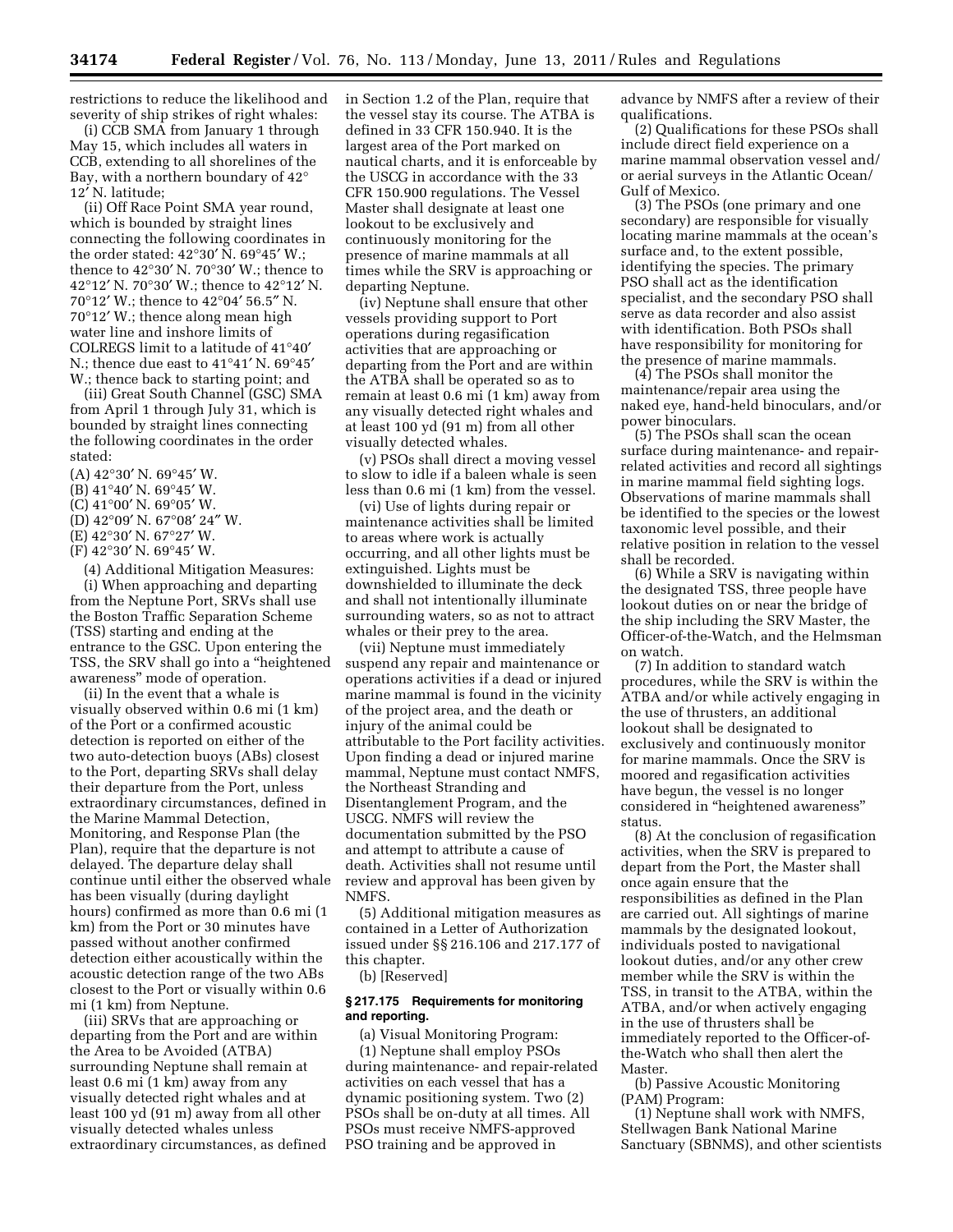restrictions to reduce the likelihood and severity of ship strikes of right whales:

(i) CCB SMA from January 1 through May 15, which includes all waters in CCB, extending to all shorelines of the Bay, with a northern boundary of 42° 12′ N. latitude;

(ii) Off Race Point SMA year round, which is bounded by straight lines connecting the following coordinates in the order stated: 42°30′ N. 69°45′ W.; thence to 42°30′ N. 70°30′ W.; thence to 42°12′ N. 70°30′ W.; thence to 42°12′ N. 70°12′ W.; thence to 42°04′ 56.5″ N. 70°12′ W.; thence along mean high water line and inshore limits of COLREGS limit to a latitude of 41°40′ N.; thence due east to 41°41′ N. 69°45′ W.; thence back to starting point; and

(iii) Great South Channel (GSC) SMA from April 1 through July 31, which is bounded by straight lines connecting the following coordinates in the order stated:

(A) 42°30′ N. 69°45′ W.
(B) 41°40′ N. 69°45′ W.
(C) 41°00′ N. 69°05′ W.
(D) 42°09′ N. 67°08′ 24″ W.
(E) 42°30′ N. 67°27′ W.
(F) 42°30′ N. 69°45′ W.

(4) Additional Mitigation Measures:

(i) When approaching and departing from the Neptune Port, SRVs shall use the Boston Traffic Separation Scheme (TSS) starting and ending at the entrance to the GSC. Upon entering the TSS, the SRV shall go into a "heightened awareness" mode of operation.

(ii) In the event that a whale is visually observed within 0.6 mi (1 km) of the Port or a confirmed acoustic detection is reported on either of the two auto-detection buoys (ABs) closest to the Port, departing SRVs shall delay their departure from the Port, unless extraordinary circumstances, defined in the Marine Mammal Detection, Monitoring, and Response Plan (the Plan), require that the departure is not delayed. The departure delay shall continue until either the observed whale has been visually (during daylight hours) confirmed as more than 0.6 mi (1 km) from the Port or 30 minutes have passed without another confirmed detection either acoustically within the acoustic detection range of the two ABs closest to the Port or visually within 0.6 mi (1 km) from Neptune.

(iii) SRVs that are approaching or departing from the Port and are within the Area to be Avoided (ATBA) surrounding Neptune shall remain at least 0.6 mi (1 km) away from any visually detected right whales and at least 100 yd (91 m) away from all other visually detected whales unless extraordinary circumstances, as defined in Section 1.2 of the Plan, require that the vessel stay its course. The ATBA is defined in 33 CFR 150.940. It is the largest area of the Port marked on nautical charts, and it is enforceable by the USCG in accordance with the 33 CFR 150.900 regulations. The Vessel Master shall designate at least one lookout to be exclusively and continuously monitoring for the presence of marine mammals at all times while the SRV is approaching or departing Neptune.

(iv) Neptune shall ensure that other vessels providing support to Port operations during regasification activities that are approaching or departing from the Port and are within the ATBA shall be operated so as to remain at least 0.6 mi (1 km) away from any visually detected right whales and at least 100 yd (91 m) from all other visually detected whales.

(v) PSOs shall direct a moving vessel to slow to idle if a baleen whale is seen less than 0.6 mi (1 km) from the vessel.

(vi) Use of lights during repair or maintenance activities shall be limited to areas where work is actually occurring, and all other lights must be extinguished. Lights must be downshielded to illuminate the deck and shall not intentionally illuminate surrounding waters, so as not to attract whales or their prey to the area.

(vii) Neptune must immediately suspend any repair and maintenance or operations activities if a dead or injured marine mammal is found in the vicinity of the project area, and the death or injury of the animal could be attributable to the Port facility activities. Upon finding a dead or injured marine mammal, Neptune must contact NMFS, the Northeast Stranding and Disentanglement Program, and the USCG. NMFS will review the documentation submitted by the PSO and attempt to attribute a cause of death. Activities shall not resume until review and approval has been given by NMFS.

(5) Additional mitigation measures as contained in a Letter of Authorization issued under §§ 216.106 and 217.177 of this chapter.

(b) [Reserved]

## § 217.175 Requirements for monitoring and reporting.

(a) Visual Monitoring Program:

(1) Neptune shall employ PSOs during maintenance- and repair-related activities on each vessel that has a dynamic positioning system. Two (2) PSOs shall be on-duty at all times. All PSOs must receive NMFS-approved PSO training and be approved in advance by NMFS after a review of their qualifications.

(2) Qualifications for these PSOs shall include direct field experience on a marine mammal observation vessel and/or aerial surveys in the Atlantic Ocean/Gulf of Mexico.

(3) The PSOs (one primary and one secondary) are responsible for visually locating marine mammals at the ocean's surface and, to the extent possible, identifying the species. The primary PSO shall act as the identification specialist, and the secondary PSO shall serve as data recorder and also assist with identification. Both PSOs shall have responsibility for monitoring for the presence of marine mammals.

(4) The PSOs shall monitor the maintenance/repair area using the naked eye, hand-held binoculars, and/or power binoculars.

(5) The PSOs shall scan the ocean surface during maintenance- and repair-related activities and record all sightings in marine mammal field sighting logs. Observations of marine mammals shall be identified to the species or the lowest taxonomic level possible, and their relative position in relation to the vessel shall be recorded.

(6) While a SRV is navigating within the designated TSS, three people have lookout duties on or near the bridge of the ship including the SRV Master, the Officer-of-the-Watch, and the Helmsman on watch.

(7) In addition to standard watch procedures, while the SRV is within the ATBA and/or while actively engaging in the use of thrusters, an additional lookout shall be designated to exclusively and continuously monitor for marine mammals. Once the SRV is moored and regasification activities have begun, the vessel is no longer considered in "heightened awareness" status.

(8) At the conclusion of regasification activities, when the SRV is prepared to depart from the Port, the Master shall once again ensure that the responsibilities as defined in the Plan are carried out. All sightings of marine mammals by the designated lookout, individuals posted to navigational lookout duties, and/or any other crew member while the SRV is within the TSS, in transit to the ATBA, within the ATBA, and/or when actively engaging in the use of thrusters shall be immediately reported to the Officer-of-the-Watch who shall then alert the Master.

(b) Passive Acoustic Monitoring (PAM) Program:

(1) Neptune shall work with NMFS, Stellwagen Bank National Marine Sanctuary (SBNMS), and other scientists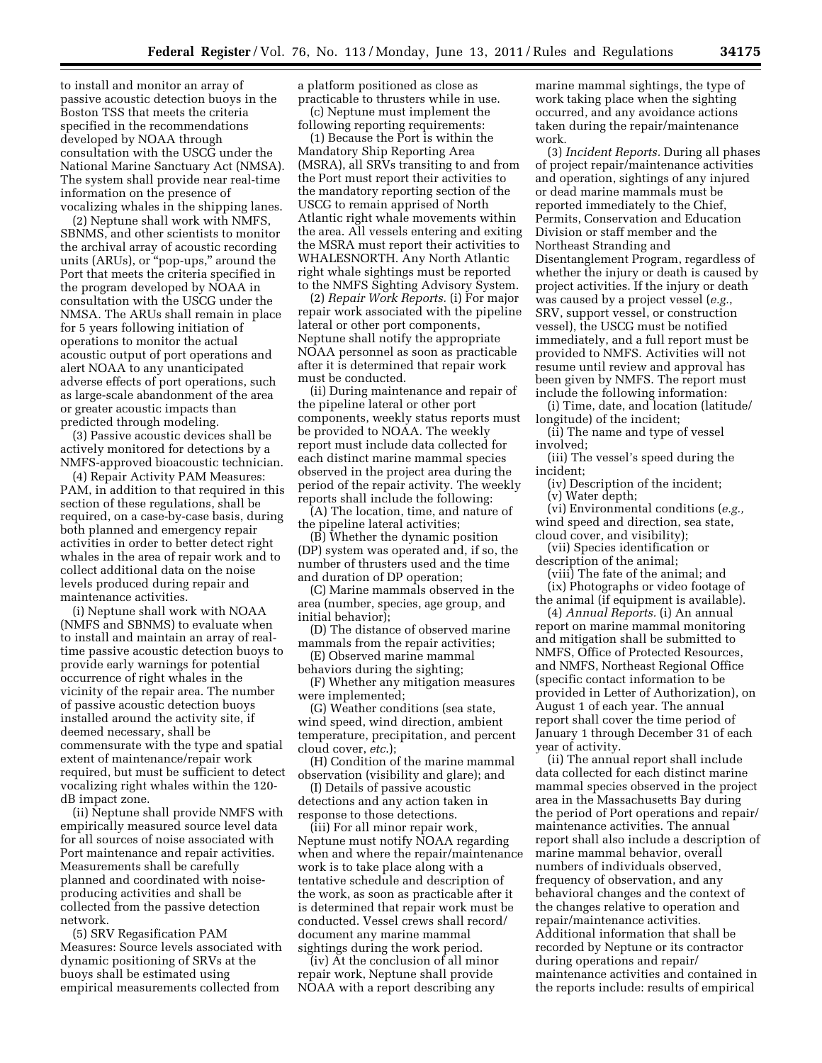to install and monitor an array of passive acoustic detection buoys in the Boston TSS that meets the criteria specified in the recommendations developed by NOAA through consultation with the USCG under the National Marine Sanctuary Act (NMSA). The system shall provide near real-time information on the presence of vocalizing whales in the shipping lanes.

(2) Neptune shall work with NMFS, SBNMS, and other scientists to monitor the archival array of acoustic recording units (ARUs), or "pop-ups," around the Port that meets the criteria specified in the program developed by NOAA in consultation with the USCG under the NMSA. The ARUs shall remain in place for 5 years following initiation of operations to monitor the actual acoustic output of port operations and alert NOAA to any unanticipated adverse effects of port operations, such as large-scale abandonment of the area or greater acoustic impacts than predicted through modeling.

(3) Passive acoustic devices shall be actively monitored for detections by a NMFS-approved bioacoustic technician.

(4) Repair Activity PAM Measures: PAM, in addition to that required in this section of these regulations, shall be required, on a case-by-case basis, during both planned and emergency repair activities in order to better detect right whales in the area of repair work and to collect additional data on the noise levels produced during repair and maintenance activities.

(i) Neptune shall work with NOAA (NMFS and SBNMS) to evaluate when to install and maintain an array of real-time passive acoustic detection buoys to provide early warnings for potential occurrence of right whales in the vicinity of the repair area. The number of passive acoustic detection buoys installed around the activity site, if deemed necessary, shall be commensurate with the type and spatial extent of maintenance/repair work required, but must be sufficient to detect vocalizing right whales within the 120-dB impact zone.

(ii) Neptune shall provide NMFS with empirically measured source level data for all sources of noise associated with Port maintenance and repair activities. Measurements shall be carefully planned and coordinated with noise-producing activities and shall be collected from the passive detection network.

(5) SRV Regasification PAM Measures: Source levels associated with dynamic positioning of SRVs at the buoys shall be estimated using empirical measurements collected from a platform positioned as close as practicable to thrusters while in use.

(c) Neptune must implement the following reporting requirements:

(1) Because the Port is within the Mandatory Ship Reporting Area (MSRA), all SRVs transiting to and from the Port must report their activities to the mandatory reporting section of the USCG to remain apprised of North Atlantic right whale movements within the area. All vessels entering and exiting the MSRA must report their activities to WHALESNORTH. Any North Atlantic right whale sightings must be reported to the NMFS Sighting Advisory System.

(2) *Repair Work Reports.* (i) For major repair work associated with the pipeline lateral or other port components, Neptune shall notify the appropriate NOAA personnel as soon as practicable after it is determined that repair work must be conducted.

(ii) During maintenance and repair of the pipeline lateral or other port components, weekly status reports must be provided to NOAA. The weekly report must include data collected for each distinct marine mammal species observed in the project area during the period of the repair activity. The weekly reports shall include the following:

(A) The location, time, and nature of the pipeline lateral activities;

(B) Whether the dynamic position (DP) system was operated and, if so, the number of thrusters used and the time and duration of DP operation;

(C) Marine mammals observed in the area (number, species, age group, and initial behavior);

(D) The distance of observed marine mammals from the repair activities;

(E) Observed marine mammal behaviors during the sighting;

(F) Whether any mitigation measures were implemented;

(G) Weather conditions (sea state, wind speed, wind direction, ambient temperature, precipitation, and percent cloud cover, *etc.*);

(H) Condition of the marine mammal observation (visibility and glare); and

(I) Details of passive acoustic detections and any action taken in response to those detections.

(iii) For all minor repair work, Neptune must notify NOAA regarding when and where the repair/maintenance work is to take place along with a tentative schedule and description of the work, as soon as practicable after it is determined that repair work must be conducted. Vessel crews shall record/document any marine mammal sightings during the work period.

(iv) At the conclusion of all minor repair work, Neptune shall provide NOAA with a report describing any marine mammal sightings, the type of work taking place when the sighting occurred, and any avoidance actions taken during the repair/maintenance work.

(3) *Incident Reports.* During all phases of project repair/maintenance activities and operation, sightings of any injured or dead marine mammals must be reported immediately to the Chief, Permits, Conservation and Education Division or staff member and the Northeast Stranding and Disentanglement Program, regardless of whether the injury or death is caused by project activities. If the injury or death was caused by a project vessel (*e.g.*, SRV, support vessel, or construction vessel), the USCG must be notified immediately, and a full report must be provided to NMFS. Activities will not resume until review and approval has been given by NMFS. The report must include the following information:

(i) Time, date, and location (latitude/longitude) of the incident;

(ii) The name and type of vessel involved;

(iii) The vessel's speed during the incident;

(iv) Description of the incident;

(v) Water depth;

(vi) Environmental conditions (*e.g.,* wind speed and direction, sea state, cloud cover, and visibility);

(vii) Species identification or description of the animal;

(viii) The fate of the animal; and

(ix) Photographs or video footage of the animal (if equipment is available).

(4) *Annual Reports.* (i) An annual report on marine mammal monitoring and mitigation shall be submitted to NMFS, Office of Protected Resources, and NMFS, Northeast Regional Office (specific contact information to be provided in Letter of Authorization), on August 1 of each year. The annual report shall cover the time period of January 1 through December 31 of each year of activity.

(ii) The annual report shall include data collected for each distinct marine mammal species observed in the project area in the Massachusetts Bay during the period of Port operations and repair/maintenance activities. The annual report shall also include a description of marine mammal behavior, overall numbers of individuals observed, frequency of observation, and any behavioral changes and the context of the changes relative to operation and repair/maintenance activities. Additional information that shall be recorded by Neptune or its contractor during operations and repair/maintenance activities and contained in the reports include: results of empirical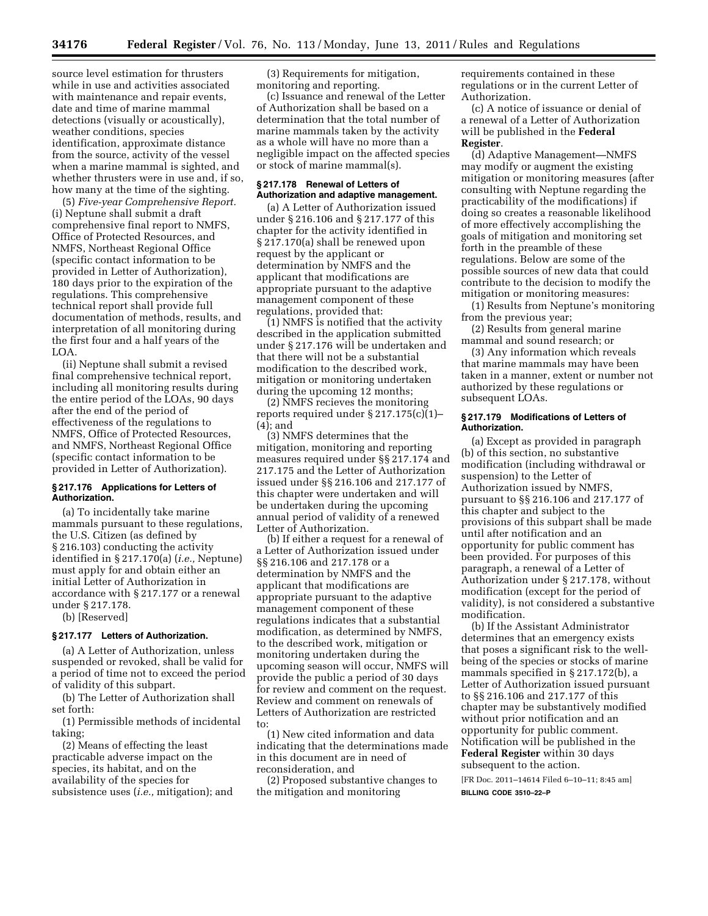source level estimation for thrusters while in use and activities associated with maintenance and repair events, date and time of marine mammal detections (visually or acoustically), weather conditions, species identification, approximate distance from the source, activity of the vessel when a marine mammal is sighted, and whether thrusters were in use and, if so, how many at the time of the sighting.

(5) *Five-year Comprehensive Report.* (i) Neptune shall submit a draft comprehensive final report to NMFS, Office of Protected Resources, and NMFS, Northeast Regional Office (specific contact information to be provided in Letter of Authorization), 180 days prior to the expiration of the regulations. This comprehensive technical report shall provide full documentation of methods, results, and interpretation of all monitoring during the first four and a half years of the LOA.

(ii) Neptune shall submit a revised final comprehensive technical report, including all monitoring results during the entire period of the LOAs, 90 days after the end of the period of effectiveness of the regulations to NMFS, Office of Protected Resources, and NMFS, Northeast Regional Office (specific contact information to be provided in Letter of Authorization).

### § 217.176 Applications for Letters of Authorization.

(a) To incidentally take marine mammals pursuant to these regulations, the U.S. Citizen (as defined by § 216.103) conducting the activity identified in § 217.170(a) (*i.e.,* Neptune) must apply for and obtain either an initial Letter of Authorization in accordance with § 217.177 or a renewal under § 217.178.

(b) [Reserved]

### § 217.177 Letters of Authorization.

(a) A Letter of Authorization, unless suspended or revoked, shall be valid for a period of time not to exceed the period of validity of this subpart.

(b) The Letter of Authorization shall set forth:

(1) Permissible methods of incidental taking;

(2) Means of effecting the least practicable adverse impact on the species, its habitat, and on the availability of the species for subsistence uses (*i.e.,* mitigation); and

(3) Requirements for mitigation, monitoring and reporting.

(c) Issuance and renewal of the Letter of Authorization shall be based on a determination that the total number of marine mammals taken by the activity as a whole will have no more than a negligible impact on the affected species or stock of marine mammal(s).

### § 217.178 Renewal of Letters of Authorization and adaptive management.

(a) A Letter of Authorization issued under § 216.106 and § 217.177 of this chapter for the activity identified in § 217.170(a) shall be renewed upon request by the applicant or determination by NMFS and the applicant that modifications are appropriate pursuant to the adaptive management component of these regulations, provided that:

(1) NMFS is notified that the activity described in the application submitted under § 217.176 will be undertaken and that there will not be a substantial modification to the described work, mitigation or monitoring undertaken during the upcoming 12 months;

(2) NMFS recieves the monitoring reports required under § 217.175(c)(1)–(4); and

(3) NMFS determines that the mitigation, monitoring and reporting measures required under §§ 217.174 and 217.175 and the Letter of Authorization issued under §§ 216.106 and 217.177 of this chapter were undertaken and will be undertaken during the upcoming annual period of validity of a renewed Letter of Authorization.

(b) If either a request for a renewal of a Letter of Authorization issued under §§ 216.106 and 217.178 or a determination by NMFS and the applicant that modifications are appropriate pursuant to the adaptive management component of these regulations indicates that a substantial modification, as determined by NMFS, to the described work, mitigation or monitoring undertaken during the upcoming season will occur, NMFS will provide the public a period of 30 days for review and comment on the request. Review and comment on renewals of Letters of Authorization are restricted to:

(1) New cited information and data indicating that the determinations made in this document are in need of reconsideration, and

(2) Proposed substantive changes to the mitigation and monitoring requirements contained in these regulations or in the current Letter of Authorization.

(c) A notice of issuance or denial of a renewal of a Letter of Authorization will be published in the **Federal Register**.

(d) Adaptive Management—NMFS may modify or augment the existing mitigation or monitoring measures (after consulting with Neptune regarding the practicability of the modifications) if doing so creates a reasonable likelihood of more effectively accomplishing the goals of mitigation and monitoring set forth in the preamble of these regulations. Below are some of the possible sources of new data that could contribute to the decision to modify the mitigation or monitoring measures:

(1) Results from Neptune's monitoring from the previous year;

(2) Results from general marine mammal and sound research; or

(3) Any information which reveals that marine mammals may have been taken in a manner, extent or number not authorized by these regulations or subsequent LOAs.

### § 217.179 Modifications of Letters of Authorization.

(a) Except as provided in paragraph (b) of this section, no substantive modification (including withdrawal or suspension) to the Letter of Authorization issued by NMFS, pursuant to §§ 216.106 and 217.177 of this chapter and subject to the provisions of this subpart shall be made until after notification and an opportunity for public comment has been provided. For purposes of this paragraph, a renewal of a Letter of Authorization under § 217.178, without modification (except for the period of validity), is not considered a substantive modification.

(b) If the Assistant Administrator determines that an emergency exists that poses a significant risk to the well-being of the species or stocks of marine mammals specified in § 217.172(b), a Letter of Authorization issued pursuant to §§ 216.106 and 217.177 of this chapter may be substantively modified without prior notification and an opportunity for public comment. Notification will be published in the **Federal Register** within 30 days subsequent to the action.

[FR Doc. 2011–14614 Filed 6–10–11; 8:45 am]

**BILLING CODE 3510–22–P**